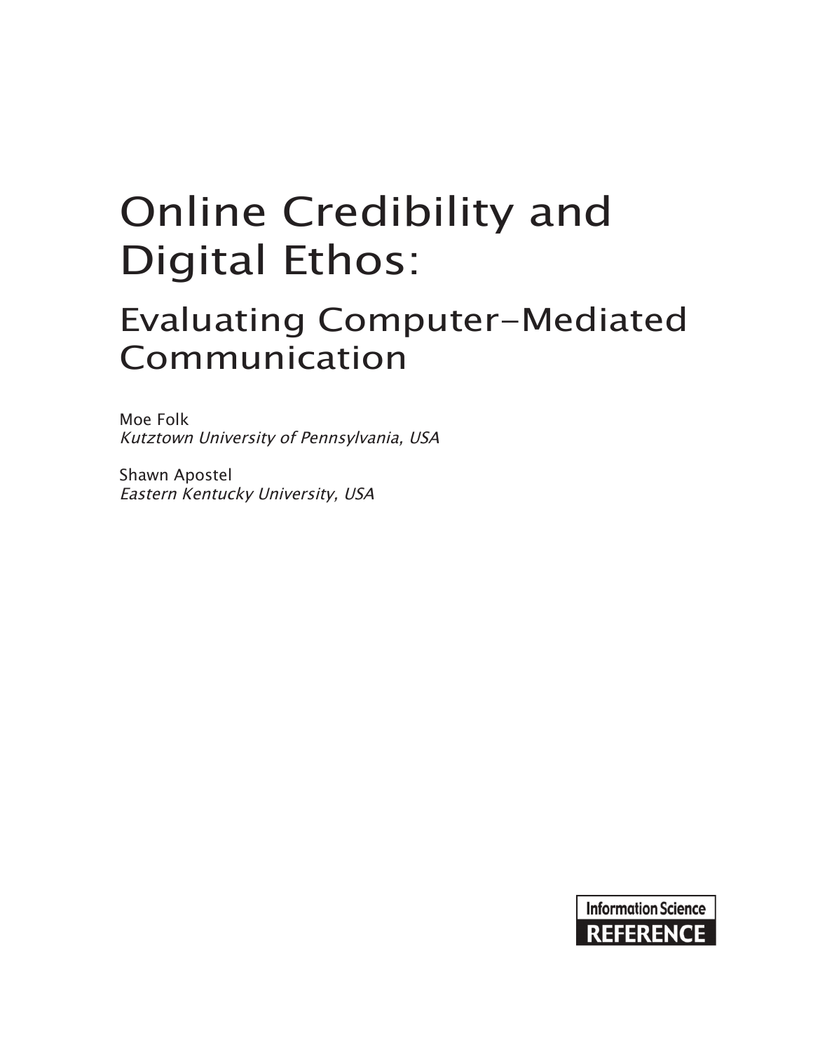# Online Credibility and Digital Ethos:

## Evaluating Computer-Mediated Communication

Moe Folk
*Kutztown University of Pennsylvania, USA*

Shawn Apostel
*Eastern Kentucky University, USA*

Information Science
**REFERENCE**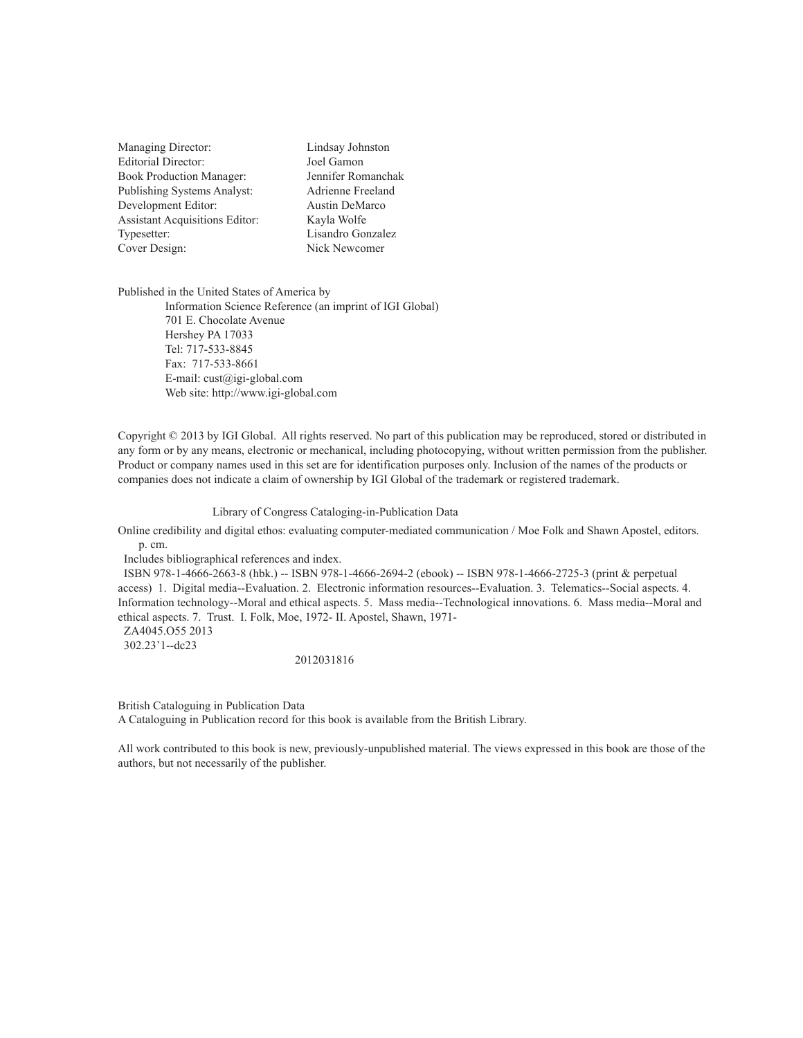| | |
|---|---|
| Managing Director: | Lindsay Johnston |
| Editorial Director: | Joel Gamon |
| Book Production Manager: | Jennifer Romanchak |
| Publishing Systems Analyst: | Adrienne Freeland |
| Development Editor: | Austin DeMarco |
| Assistant Acquisitions Editor: | Kayla Wolfe |
| Typesetter: | Lisandro Gonzalez |
| Cover Design: | Nick Newcomer |

Published in the United States of America by

Information Science Reference (an imprint of IGI Global)
701 E. Chocolate Avenue
Hershey PA 17033
Tel: 717-533-8845
Fax: 717-533-8661
E-mail: cust@igi-global.com
Web site: http://www.igi-global.com

Copyright © 2013 by IGI Global. All rights reserved. No part of this publication may be reproduced, stored or distributed in any form or by any means, electronic or mechanical, including photocopying, without written permission from the publisher. Product or company names used in this set are for identification purposes only. Inclusion of the names of the products or companies does not indicate a claim of ownership by IGI Global of the trademark or registered trademark.

Library of Congress Cataloging-in-Publication Data

Online credibility and digital ethos: evaluating computer-mediated communication / Moe Folk and Shawn Apostel, editors.
p. cm.
Includes bibliographical references and index.
ISBN 978-1-4666-2663-8 (hbk.) -- ISBN 978-1-4666-2694-2 (ebook) -- ISBN 978-1-4666-2725-3 (print & perpetual access) 1. Digital media--Evaluation. 2. Electronic information resources--Evaluation. 3. Telematics--Social aspects. 4. Information technology--Moral and ethical aspects. 5. Mass media--Technological innovations. 6. Mass media--Moral and ethical aspects. 7. Trust. I. Folk, Moe, 1972- II. Apostel, Shawn, 1971-
ZA4045.O55 2013
302.23'1--dc23

2012031816

British Cataloguing in Publication Data
A Cataloguing in Publication record for this book is available from the British Library.

All work contributed to this book is new, previously-unpublished material. The views expressed in this book are those of the authors, but not necessarily of the publisher.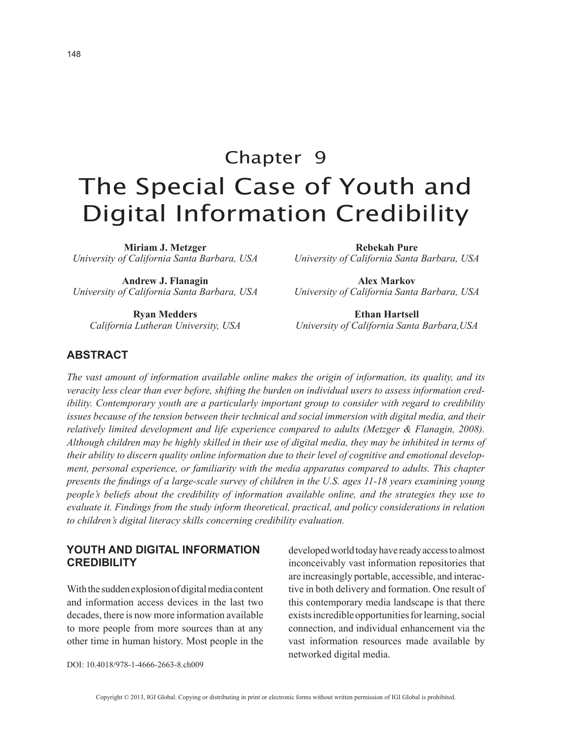# Chapter 9
# The Special Case of Youth and Digital Information Credibility

**Miriam J. Metzger**
*University of California Santa Barbara, USA*

**Andrew J. Flanagin**
*University of California Santa Barbara, USA*

**Ryan Medders**
*California Lutheran University, USA*

**Rebekah Pure**
*University of California Santa Barbara, USA*

**Alex Markov**
*University of California Santa Barbara, USA*

**Ethan Hartsell**
*University of California Santa Barbara,USA*

## ABSTRACT

*The vast amount of information available online makes the origin of information, its quality, and its veracity less clear than ever before, shifting the burden on individual users to assess information credibility. Contemporary youth are a particularly important group to consider with regard to credibility issues because of the tension between their technical and social immersion with digital media, and their relatively limited development and life experience compared to adults (Metzger & Flanagin, 2008). Although children may be highly skilled in their use of digital media, they may be inhibited in terms of their ability to discern quality online information due to their level of cognitive and emotional development, personal experience, or familiarity with the media apparatus compared to adults. This chapter presents the findings of a large-scale survey of children in the U.S. ages 11-18 years examining young people's beliefs about the credibility of information available online, and the strategies they use to evaluate it. Findings from the study inform theoretical, practical, and policy considerations in relation to children's digital literacy skills concerning credibility evaluation.*

## YOUTH AND DIGITAL INFORMATION CREDIBILITY

With the sudden explosion of digital media content and information access devices in the last two decades, there is now more information available to more people from more sources than at any other time in human history. Most people in the developed world today have ready access to almost inconceivably vast information repositories that are increasingly portable, accessible, and interactive in both delivery and formation. One result of this contemporary media landscape is that there exists incredible opportunities for learning, social connection, and individual enhancement via the vast information resources made available by networked digital media.

DOI: 10.4018/978-1-4666-2663-8.ch009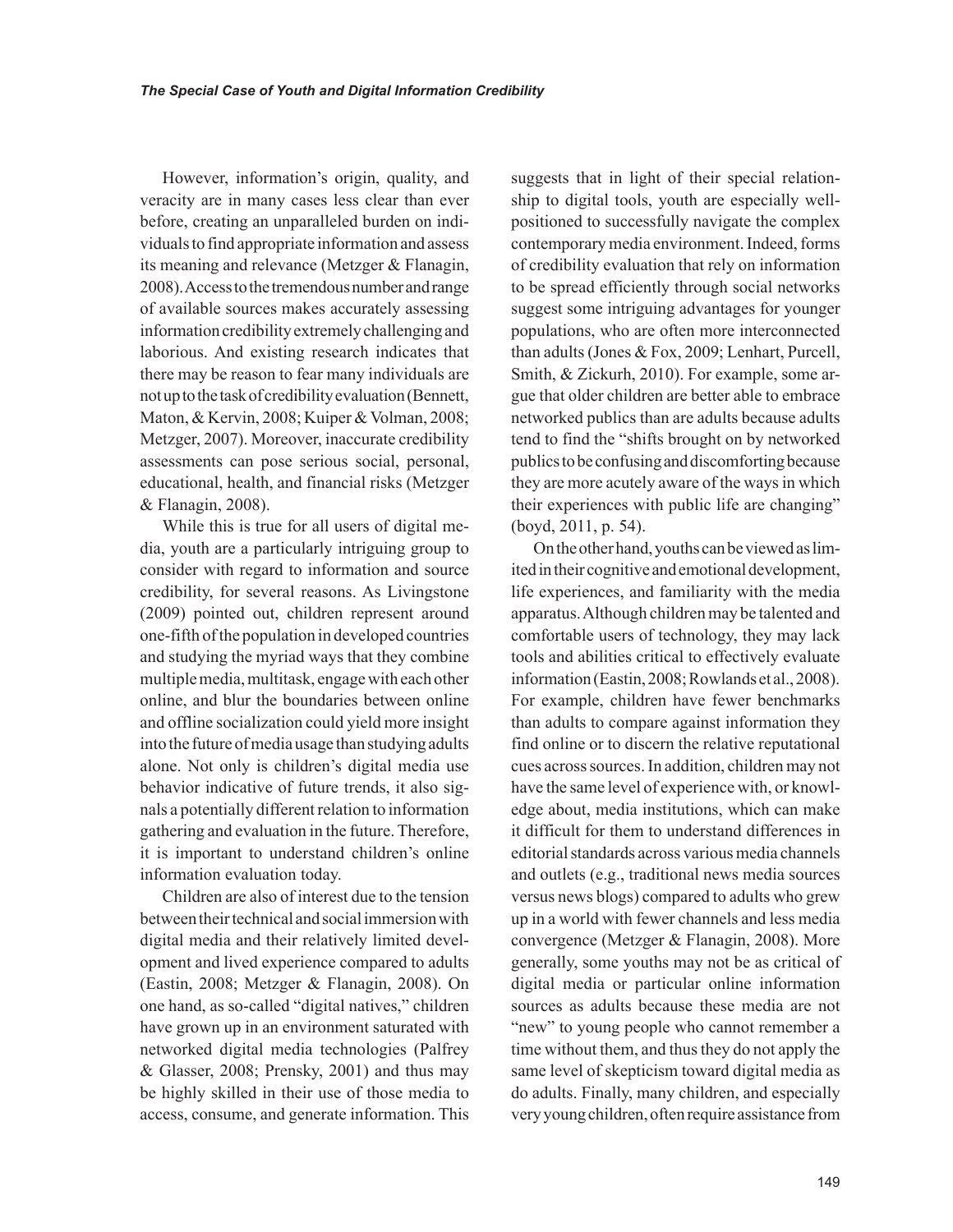However, information's origin, quality, and veracity are in many cases less clear than ever before, creating an unparalleled burden on individuals to find appropriate information and assess its meaning and relevance (Metzger & Flanagin, 2008). Access to the tremendous number and range of available sources makes accurately assessing information credibility extremely challenging and laborious. And existing research indicates that there may be reason to fear many individuals are not up to the task of credibility evaluation (Bennett, Maton, & Kervin, 2008; Kuiper & Volman, 2008; Metzger, 2007). Moreover, inaccurate credibility assessments can pose serious social, personal, educational, health, and financial risks (Metzger & Flanagin, 2008).

While this is true for all users of digital media, youth are a particularly intriguing group to consider with regard to information and source credibility, for several reasons. As Livingstone (2009) pointed out, children represent around one-fifth of the population in developed countries and studying the myriad ways that they combine multiple media, multitask, engage with each other online, and blur the boundaries between online and offline socialization could yield more insight into the future of media usage than studying adults alone. Not only is children's digital media use behavior indicative of future trends, it also signals a potentially different relation to information gathering and evaluation in the future. Therefore, it is important to understand children's online information evaluation today.

Children are also of interest due to the tension between their technical and social immersion with digital media and their relatively limited development and lived experience compared to adults (Eastin, 2008; Metzger & Flanagin, 2008). On one hand, as so-called "digital natives," children have grown up in an environment saturated with networked digital media technologies (Palfrey & Glasser, 2008; Prensky, 2001) and thus may be highly skilled in their use of those media to access, consume, and generate information. This suggests that in light of their special relationship to digital tools, youth are especially well-positioned to successfully navigate the complex contemporary media environment. Indeed, forms of credibility evaluation that rely on information to be spread efficiently through social networks suggest some intriguing advantages for younger populations, who are often more interconnected than adults (Jones & Fox, 2009; Lenhart, Purcell, Smith, & Zickurh, 2010). For example, some argue that older children are better able to embrace networked publics than are adults because adults tend to find the "shifts brought on by networked publics to be confusing and discomforting because they are more acutely aware of the ways in which their experiences with public life are changing" (boyd, 2011, p. 54).

On the other hand, youths can be viewed as limited in their cognitive and emotional development, life experiences, and familiarity with the media apparatus. Although children may be talented and comfortable users of technology, they may lack tools and abilities critical to effectively evaluate information (Eastin, 2008; Rowlands et al., 2008). For example, children have fewer benchmarks than adults to compare against information they find online or to discern the relative reputational cues across sources. In addition, children may not have the same level of experience with, or knowledge about, media institutions, which can make it difficult for them to understand differences in editorial standards across various media channels and outlets (e.g., traditional news media sources versus news blogs) compared to adults who grew up in a world with fewer channels and less media convergence (Metzger & Flanagin, 2008). More generally, some youths may not be as critical of digital media or particular online information sources as adults because these media are not "new" to young people who cannot remember a time without them, and thus they do not apply the same level of skepticism toward digital media as do adults. Finally, many children, and especially very young children, often require assistance from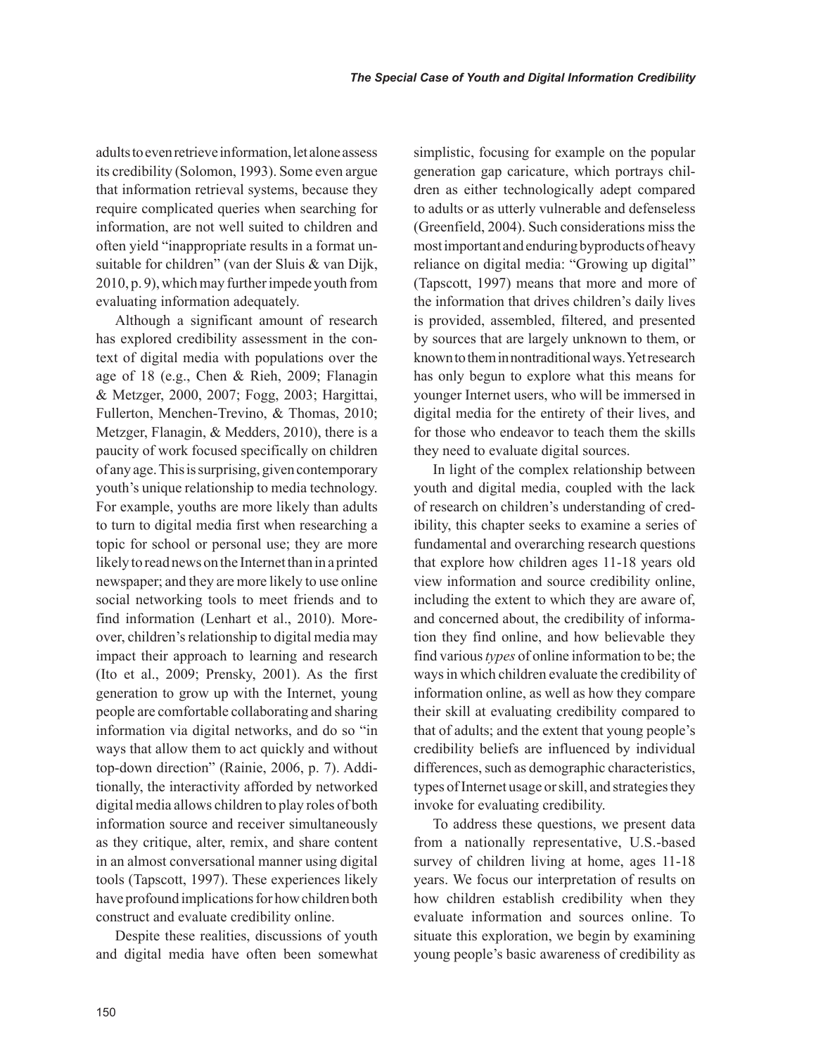adults to even retrieve information, let alone assess its credibility (Solomon, 1993). Some even argue that information retrieval systems, because they require complicated queries when searching for information, are not well suited to children and often yield "inappropriate results in a format unsuitable for children" (van der Sluis & van Dijk, 2010, p. 9), which may further impede youth from evaluating information adequately.

Although a significant amount of research has explored credibility assessment in the context of digital media with populations over the age of 18 (e.g., Chen & Rieh, 2009; Flanagin & Metzger, 2000, 2007; Fogg, 2003; Hargittai, Fullerton, Menchen-Trevino, & Thomas, 2010; Metzger, Flanagin, & Medders, 2010), there is a paucity of work focused specifically on children of any age. This is surprising, given contemporary youth's unique relationship to media technology. For example, youths are more likely than adults to turn to digital media first when researching a topic for school or personal use; they are more likely to read news on the Internet than in a printed newspaper; and they are more likely to use online social networking tools to meet friends and to find information (Lenhart et al., 2010). Moreover, children's relationship to digital media may impact their approach to learning and research (Ito et al., 2009; Prensky, 2001). As the first generation to grow up with the Internet, young people are comfortable collaborating and sharing information via digital networks, and do so "in ways that allow them to act quickly and without top-down direction" (Rainie, 2006, p. 7). Additionally, the interactivity afforded by networked digital media allows children to play roles of both information source and receiver simultaneously as they critique, alter, remix, and share content in an almost conversational manner using digital tools (Tapscott, 1997). These experiences likely have profound implications for how children both construct and evaluate credibility online.

Despite these realities, discussions of youth and digital media have often been somewhat simplistic, focusing for example on the popular generation gap caricature, which portrays children as either technologically adept compared to adults or as utterly vulnerable and defenseless (Greenfield, 2004). Such considerations miss the most important and enduring byproducts of heavy reliance on digital media: "Growing up digital" (Tapscott, 1997) means that more and more of the information that drives children's daily lives is provided, assembled, filtered, and presented by sources that are largely unknown to them, or known to them in nontraditional ways. Yet research has only begun to explore what this means for younger Internet users, who will be immersed in digital media for the entirety of their lives, and for those who endeavor to teach them the skills they need to evaluate digital sources.

In light of the complex relationship between youth and digital media, coupled with the lack of research on children's understanding of credibility, this chapter seeks to examine a series of fundamental and overarching research questions that explore how children ages 11-18 years old view information and source credibility online, including the extent to which they are aware of, and concerned about, the credibility of information they find online, and how believable they find various *types* of online information to be; the ways in which children evaluate the credibility of information online, as well as how they compare their skill at evaluating credibility compared to that of adults; and the extent that young people's credibility beliefs are influenced by individual differences, such as demographic characteristics, types of Internet usage or skill, and strategies they invoke for evaluating credibility.

To address these questions, we present data from a nationally representative, U.S.-based survey of children living at home, ages 11-18 years. We focus our interpretation of results on how children establish credibility when they evaluate information and sources online. To situate this exploration, we begin by examining young people's basic awareness of credibility as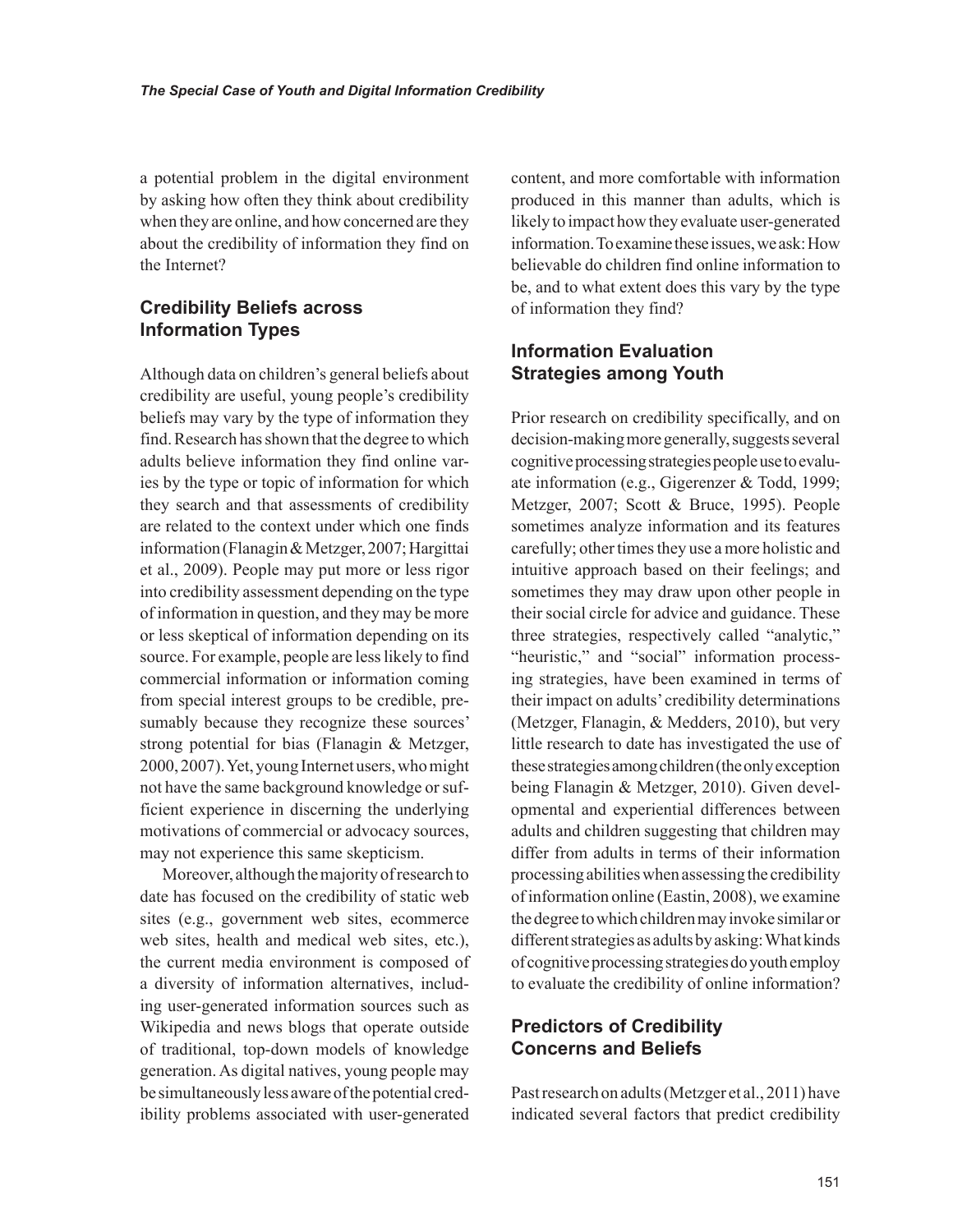a potential problem in the digital environment by asking how often they think about credibility when they are online, and how concerned are they about the credibility of information they find on the Internet?

## Credibility Beliefs across Information Types

Although data on children's general beliefs about credibility are useful, young people's credibility beliefs may vary by the type of information they find. Research has shown that the degree to which adults believe information they find online varies by the type or topic of information for which they search and that assessments of credibility are related to the context under which one finds information (Flanagin & Metzger, 2007; Hargittai et al., 2009). People may put more or less rigor into credibility assessment depending on the type of information in question, and they may be more or less skeptical of information depending on its source. For example, people are less likely to find commercial information or information coming from special interest groups to be credible, presumably because they recognize these sources' strong potential for bias (Flanagin & Metzger, 2000, 2007). Yet, young Internet users, who might not have the same background knowledge or sufficient experience in discerning the underlying motivations of commercial or advocacy sources, may not experience this same skepticism.

Moreover, although the majority of research to date has focused on the credibility of static web sites (e.g., government web sites, ecommerce web sites, health and medical web sites, etc.), the current media environment is composed of a diversity of information alternatives, including user-generated information sources such as Wikipedia and news blogs that operate outside of traditional, top-down models of knowledge generation. As digital natives, young people may be simultaneously less aware of the potential credibility problems associated with user-generated content, and more comfortable with information produced in this manner than adults, which is likely to impact how they evaluate user-generated information. To examine these issues, we ask: How believable do children find online information to be, and to what extent does this vary by the type of information they find?

## Information Evaluation Strategies among Youth

Prior research on credibility specifically, and on decision-making more generally, suggests several cognitive processing strategies people use to evaluate information (e.g., Gigerenzer & Todd, 1999; Metzger, 2007; Scott & Bruce, 1995). People sometimes analyze information and its features carefully; other times they use a more holistic and intuitive approach based on their feelings; and sometimes they may draw upon other people in their social circle for advice and guidance. These three strategies, respectively called "analytic," "heuristic," and "social" information processing strategies, have been examined in terms of their impact on adults' credibility determinations (Metzger, Flanagin, & Medders, 2010), but very little research to date has investigated the use of these strategies among children (the only exception being Flanagin & Metzger, 2010). Given developmental and experiential differences between adults and children suggesting that children may differ from adults in terms of their information processing abilities when assessing the credibility of information online (Eastin, 2008), we examine the degree to which children may invoke similar or different strategies as adults by asking: What kinds of cognitive processing strategies do youth employ to evaluate the credibility of online information?

## Predictors of Credibility Concerns and Beliefs

Past research on adults (Metzger et al., 2011) have indicated several factors that predict credibility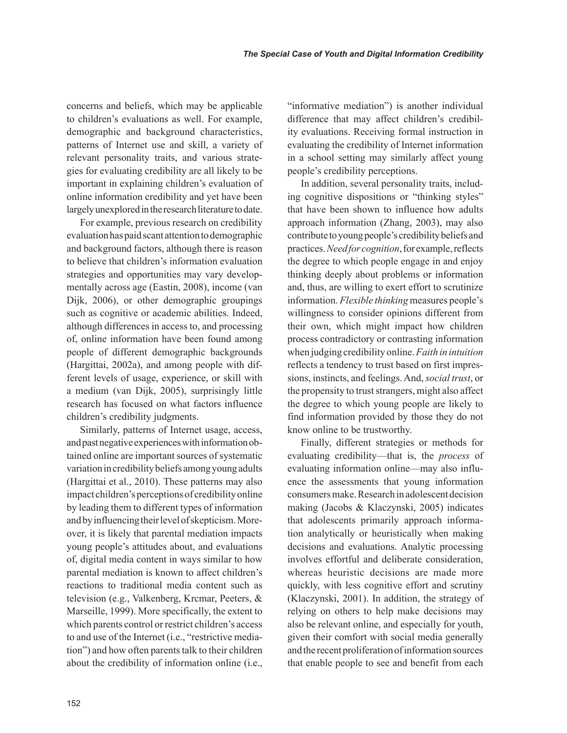concerns and beliefs, which may be applicable to children's evaluations as well. For example, demographic and background characteristics, patterns of Internet use and skill, a variety of relevant personality traits, and various strategies for evaluating credibility are all likely to be important in explaining children's evaluation of online information credibility and yet have been largely unexplored in the research literature to date.

For example, previous research on credibility evaluation has paid scant attention to demographic and background factors, although there is reason to believe that children's information evaluation strategies and opportunities may vary developmentally across age (Eastin, 2008), income (van Dijk, 2006), or other demographic groupings such as cognitive or academic abilities. Indeed, although differences in access to, and processing of, online information have been found among people of different demographic backgrounds (Hargittai, 2002a), and among people with different levels of usage, experience, or skill with a medium (van Dijk, 2005), surprisingly little research has focused on what factors influence children's credibility judgments.

Similarly, patterns of Internet usage, access, and past negative experiences with information obtained online are important sources of systematic variation in credibility beliefs among young adults (Hargittai et al., 2010). These patterns may also impact children's perceptions of credibility online by leading them to different types of information and by influencing their level of skepticism. Moreover, it is likely that parental mediation impacts young people's attitudes about, and evaluations of, digital media content in ways similar to how parental mediation is known to affect children's reactions to traditional media content such as television (e.g., Valkenberg, Krcmar, Peeters, & Marseille, 1999). More specifically, the extent to which parents control or restrict children's access to and use of the Internet (i.e., "restrictive mediation") and how often parents talk to their children about the credibility of information online (i.e., "informative mediation") is another individual difference that may affect children's credibility evaluations. Receiving formal instruction in evaluating the credibility of Internet information in a school setting may similarly affect young people's credibility perceptions.

In addition, several personality traits, including cognitive dispositions or "thinking styles" that have been shown to influence how adults approach information (Zhang, 2003), may also contribute to young people's credibility beliefs and practices. *Need for cognition*, for example, reflects the degree to which people engage in and enjoy thinking deeply about problems or information and, thus, are willing to exert effort to scrutinize information. *Flexible thinking* measures people's willingness to consider opinions different from their own, which might impact how children process contradictory or contrasting information when judging credibility online. *Faith in intuition* reflects a tendency to trust based on first impressions, instincts, and feelings. And, *social trust*, or the propensity to trust strangers, might also affect the degree to which young people are likely to find information provided by those they do not know online to be trustworthy.

Finally, different strategies or methods for evaluating credibility—that is, the *process* of evaluating information online—may also influence the assessments that young information consumers make. Research in adolescent decision making (Jacobs & Klaczynski, 2005) indicates that adolescents primarily approach information analytically or heuristically when making decisions and evaluations. Analytic processing involves effortful and deliberate consideration, whereas heuristic decisions are made more quickly, with less cognitive effort and scrutiny (Klaczynski, 2001). In addition, the strategy of relying on others to help make decisions may also be relevant online, and especially for youth, given their comfort with social media generally and the recent proliferation of information sources that enable people to see and benefit from each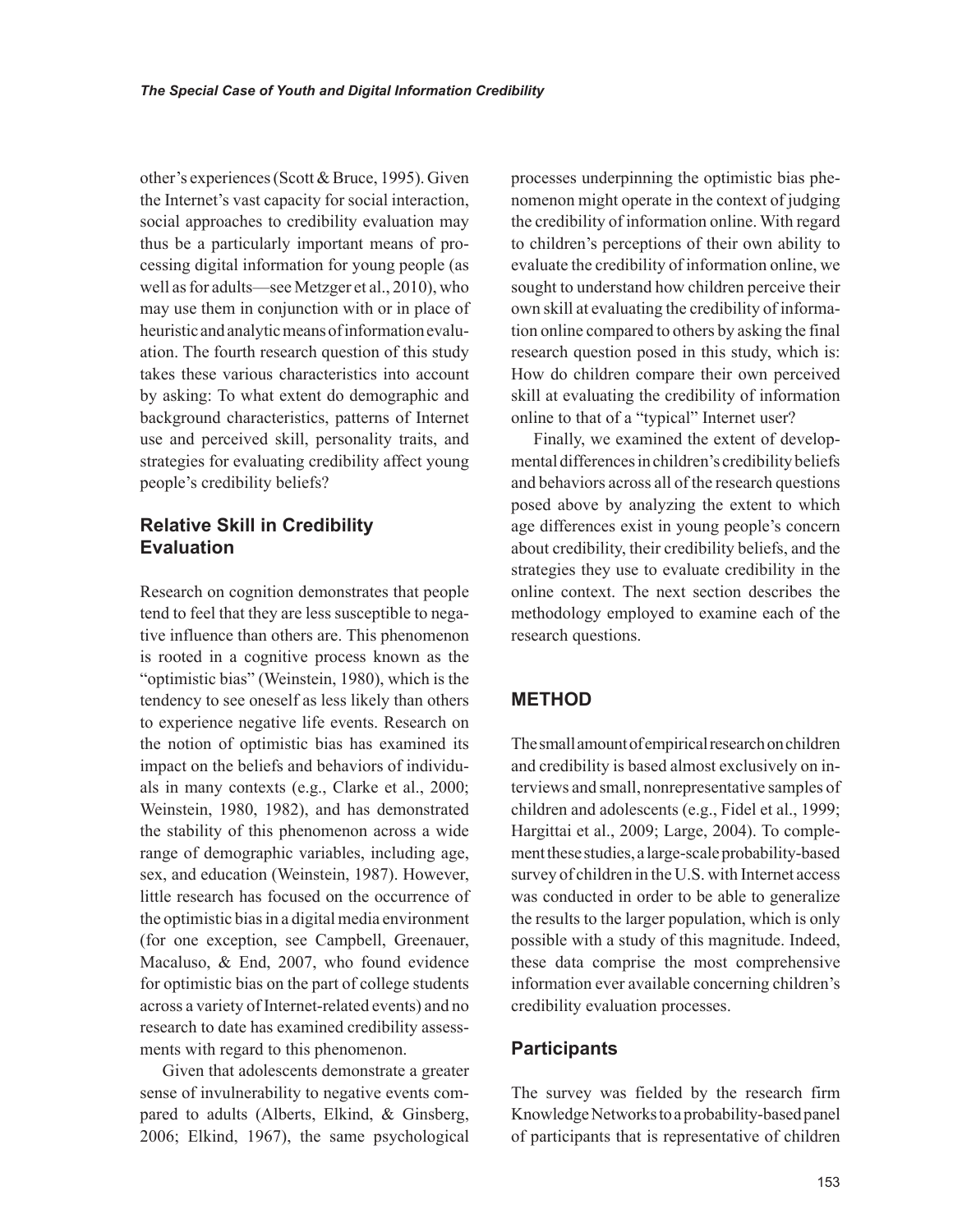other's experiences (Scott & Bruce, 1995). Given the Internet's vast capacity for social interaction, social approaches to credibility evaluation may thus be a particularly important means of processing digital information for young people (as well as for adults—see Metzger et al., 2010), who may use them in conjunction with or in place of heuristic and analytic means of information evaluation. The fourth research question of this study takes these various characteristics into account by asking: To what extent do demographic and background characteristics, patterns of Internet use and perceived skill, personality traits, and strategies for evaluating credibility affect young people's credibility beliefs?

## Relative Skill in Credibility Evaluation

Research on cognition demonstrates that people tend to feel that they are less susceptible to negative influence than others are. This phenomenon is rooted in a cognitive process known as the "optimistic bias" (Weinstein, 1980), which is the tendency to see oneself as less likely than others to experience negative life events. Research on the notion of optimistic bias has examined its impact on the beliefs and behaviors of individuals in many contexts (e.g., Clarke et al., 2000; Weinstein, 1980, 1982), and has demonstrated the stability of this phenomenon across a wide range of demographic variables, including age, sex, and education (Weinstein, 1987). However, little research has focused on the occurrence of the optimistic bias in a digital media environment (for one exception, see Campbell, Greenauer, Macaluso, & End, 2007, who found evidence for optimistic bias on the part of college students across a variety of Internet-related events) and no research to date has examined credibility assessments with regard to this phenomenon.

Given that adolescents demonstrate a greater sense of invulnerability to negative events compared to adults (Alberts, Elkind, & Ginsberg, 2006; Elkind, 1967), the same psychological processes underpinning the optimistic bias phenomenon might operate in the context of judging the credibility of information online. With regard to children's perceptions of their own ability to evaluate the credibility of information online, we sought to understand how children perceive their own skill at evaluating the credibility of information online compared to others by asking the final research question posed in this study, which is: How do children compare their own perceived skill at evaluating the credibility of information online to that of a "typical" Internet user?

Finally, we examined the extent of developmental differences in children's credibility beliefs and behaviors across all of the research questions posed above by analyzing the extent to which age differences exist in young people's concern about credibility, their credibility beliefs, and the strategies they use to evaluate credibility in the online context. The next section describes the methodology employed to examine each of the research questions.

# METHOD

The small amount of empirical research on children and credibility is based almost exclusively on interviews and small, nonrepresentative samples of children and adolescents (e.g., Fidel et al., 1999; Hargittai et al., 2009; Large, 2004). To complement these studies, a large-scale probability-based survey of children in the U.S. with Internet access was conducted in order to be able to generalize the results to the larger population, which is only possible with a study of this magnitude. Indeed, these data comprise the most comprehensive information ever available concerning children's credibility evaluation processes.

## Participants

The survey was fielded by the research firm Knowledge Networks to a probability-based panel of participants that is representative of children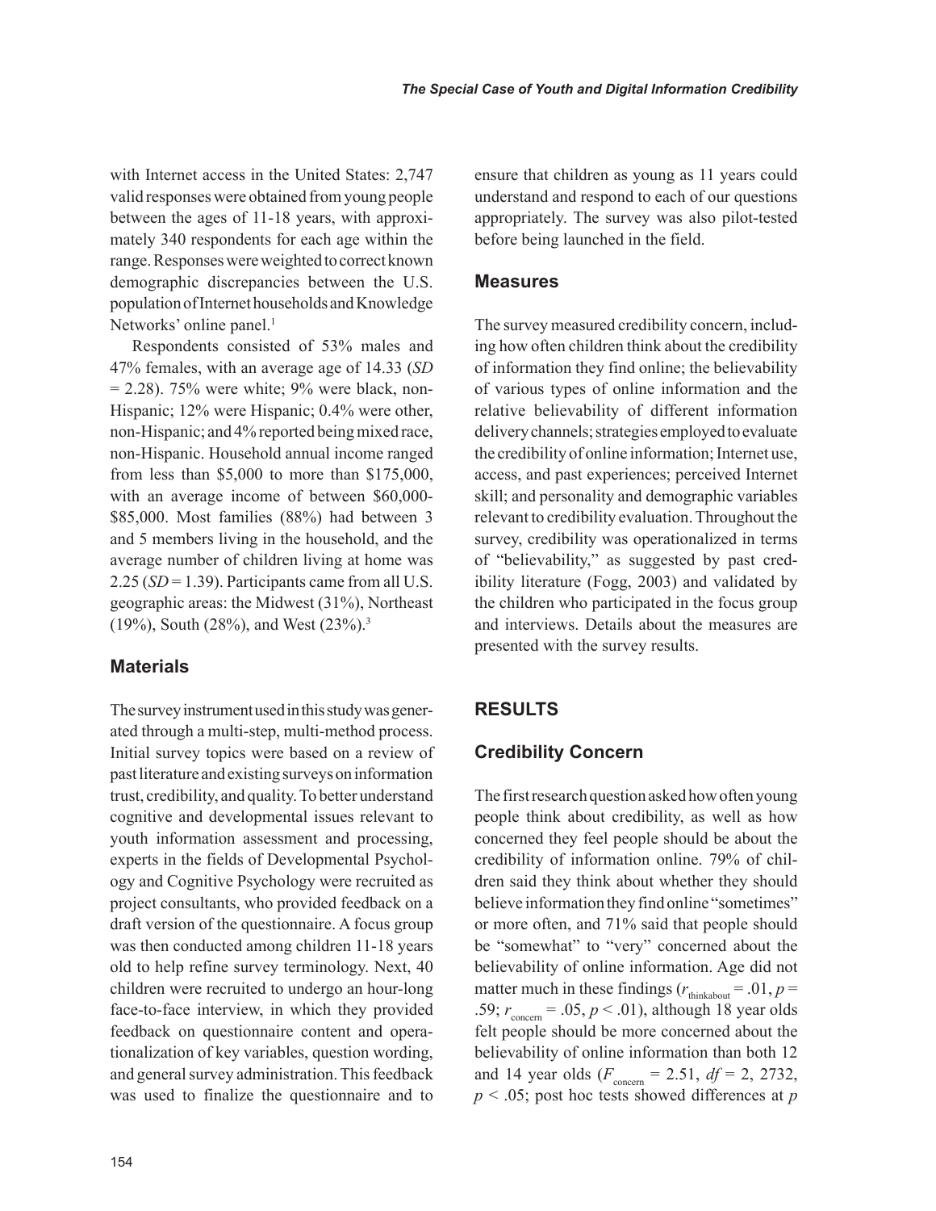with Internet access in the United States: 2,747 valid responses were obtained from young people between the ages of 11-18 years, with approximately 340 respondents for each age within the range. Responses were weighted to correct known demographic discrepancies between the U.S. population of Internet households and Knowledge Networks' online panel.[1]

Respondents consisted of 53% males and 47% females, with an average age of 14.33 (*SD* = 2.28). 75% were white; 9% were black, non-Hispanic; 12% were Hispanic; 0.4% were other, non-Hispanic; and 4% reported being mixed race, non-Hispanic. Household annual income ranged from less than \$5,000 to more than \$175,000, with an average income of between \$60,000-\$85,000. Most families (88%) had between 3 and 5 members living in the household, and the average number of children living at home was 2.25 (*SD* = 1.39). Participants came from all U.S. geographic areas: the Midwest (31%), Northeast (19%), South (28%), and West (23%).[3]

## Materials

The survey instrument used in this study was generated through a multi-step, multi-method process. Initial survey topics were based on a review of past literature and existing surveys on information trust, credibility, and quality. To better understand cognitive and developmental issues relevant to youth information assessment and processing, experts in the fields of Developmental Psychology and Cognitive Psychology were recruited as project consultants, who provided feedback on a draft version of the questionnaire. A focus group was then conducted among children 11-18 years old to help refine survey terminology. Next, 40 children were recruited to undergo an hour-long face-to-face interview, in which they provided feedback on questionnaire content and operationalization of key variables, question wording, and general survey administration. This feedback was used to finalize the questionnaire and to ensure that children as young as 11 years could understand and respond to each of our questions appropriately. The survey was also pilot-tested before being launched in the field.

## Measures

The survey measured credibility concern, including how often children think about the credibility of information they find online; the believability of various types of online information and the relative believability of different information delivery channels; strategies employed to evaluate the credibility of online information; Internet use, access, and past experiences; perceived Internet skill; and personality and demographic variables relevant to credibility evaluation. Throughout the survey, credibility was operationalized in terms of "believability," as suggested by past credibility literature (Fogg, 2003) and validated by the children who participated in the focus group and interviews. Details about the measures are presented with the survey results.

# RESULTS

## Credibility Concern

The first research question asked how often young people think about credibility, as well as how concerned they feel people should be about the credibility of information online. 79% of children said they think about whether they should believe information they find online "sometimes" or more often, and 71% said that people should be "somewhat" to "very" concerned about the believability of online information. Age did not matter much in these findings ($r_{thinkabout} = .01$, $p = .59$; $r_{concern} = .05$, $p < .01$), although 18 year olds felt people should be more concerned about the believability of online information than both 12 and 14 year olds ($F_{concern} = 2.51$, $df = 2, 2732$, $p < .05$; post hoc tests showed differences at $p$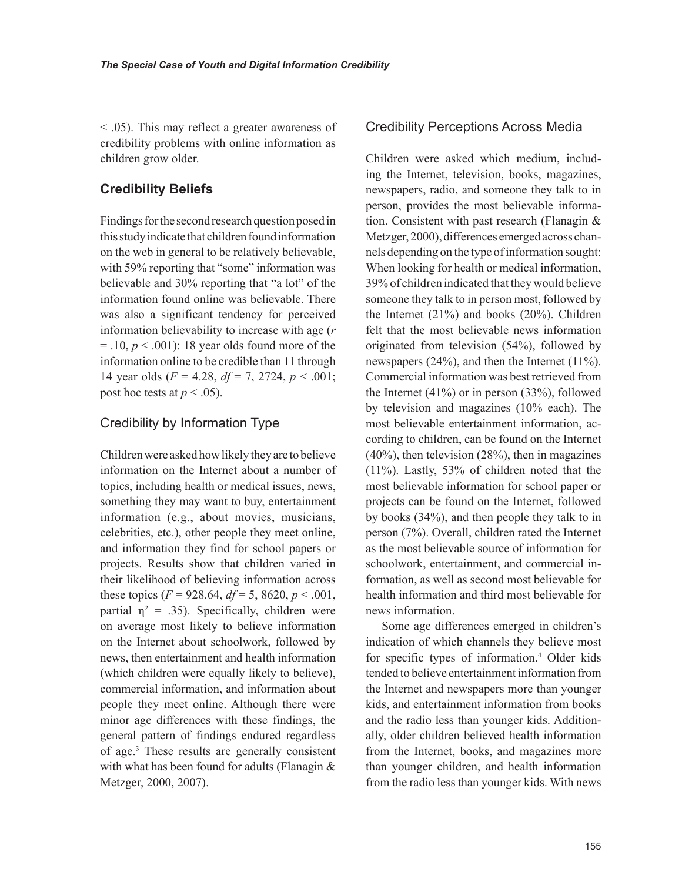< .05). This may reflect a greater awareness of credibility problems with online information as children grow older.

## Credibility Beliefs

Findings for the second research question posed in this study indicate that children found information on the web in general to be relatively believable, with 59% reporting that "some" information was believable and 30% reporting that "a lot" of the information found online was believable. There was also a significant tendency for perceived information believability to increase with age ($r = .10$, $p < .001$): 18 year olds found more of the information online to be credible than 11 through 14 year olds ($F = 4.28$, $df = 7, 2724$, $p < .001$; post hoc tests at $p < .05$).

### Credibility by Information Type

Children were asked how likely they are to believe information on the Internet about a number of topics, including health or medical issues, news, something they may want to buy, entertainment information (e.g., about movies, musicians, celebrities, etc.), other people they meet online, and information they find for school papers or projects. Results show that children varied in their likelihood of believing information across these topics ($F = 928.64$, $df = 5, 8620$, $p < .001$, partial $\eta^2 = .35$). Specifically, children were on average most likely to believe information on the Internet about schoolwork, followed by news, then entertainment and health information (which children were equally likely to believe), commercial information, and information about people they meet online. Although there were minor age differences with these findings, the general pattern of findings endured regardless of age.[3] These results are generally consistent with what has been found for adults (Flanagin & Metzger, 2000, 2007).

### Credibility Perceptions Across Media

Children were asked which medium, including the Internet, television, books, magazines, newspapers, radio, and someone they talk to in person, provides the most believable information. Consistent with past research (Flanagin & Metzger, 2000), differences emerged across channels depending on the type of information sought: When looking for health or medical information, 39% of children indicated that they would believe someone they talk to in person most, followed by the Internet (21%) and books (20%). Children felt that the most believable news information originated from television (54%), followed by newspapers (24%), and then the Internet (11%). Commercial information was best retrieved from the Internet (41%) or in person (33%), followed by television and magazines (10% each). The most believable entertainment information, according to children, can be found on the Internet (40%), then television (28%), then in magazines (11%). Lastly, 53% of children noted that the most believable information for school paper or projects can be found on the Internet, followed by books (34%), and then people they talk to in person (7%). Overall, children rated the Internet as the most believable source of information for schoolwork, entertainment, and commercial information, as well as second most believable for health information and third most believable for news information.

Some age differences emerged in children's indication of which channels they believe most for specific types of information.[4] Older kids tended to believe entertainment information from the Internet and newspapers more than younger kids, and entertainment information from books and the radio less than younger kids. Additionally, older children believed health information from the Internet, books, and magazines more than younger children, and health information from the radio less than younger kids. With news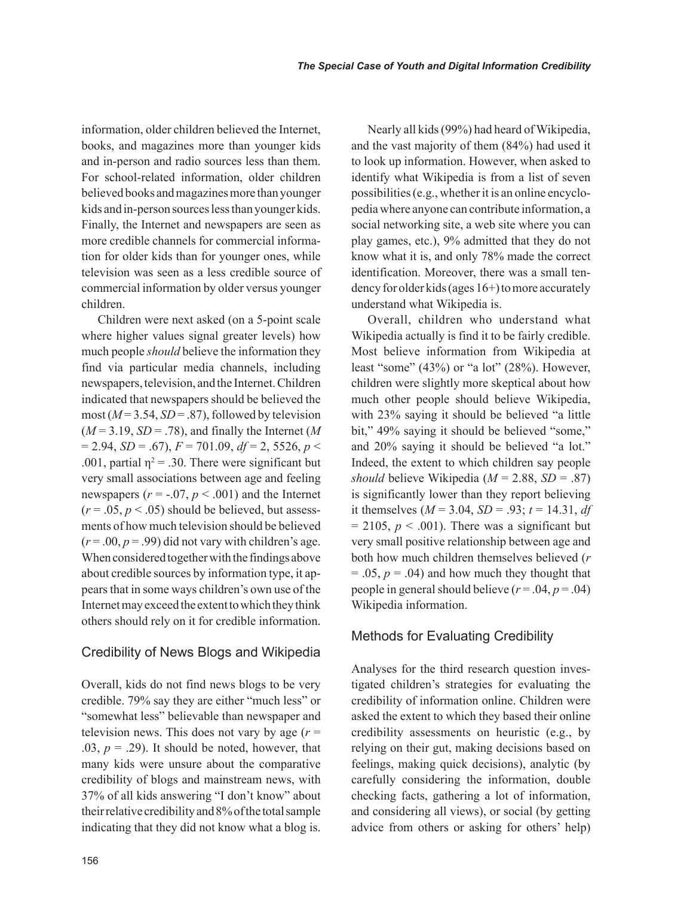information, older children believed the Internet, books, and magazines more than younger kids and in-person and radio sources less than them. For school-related information, older children believed books and magazines more than younger kids and in-person sources less than younger kids. Finally, the Internet and newspapers are seen as more credible channels for commercial information for older kids than for younger ones, while television was seen as a less credible source of commercial information by older versus younger children.

Children were next asked (on a 5-point scale where higher values signal greater levels) how much people *should* believe the information they find via particular media channels, including newspapers, television, and the Internet. Children indicated that newspapers should be believed the most ($M = 3.54$, $SD = .87$), followed by television ($M = 3.19$, $SD = .78$), and finally the Internet ($M = 2.94$, $SD = .67$), $F = 701.09$, $df = 2, 5526$, $p < .001$, partial $\eta^2 = .30$. There were significant but very small associations between age and feeling newspapers ($r = -.07$, $p < .001$) and the Internet ($r = .05$, $p < .05$) should be believed, but assessments of how much television should be believed ($r = .00$, $p = .99$) did not vary with children's age. When considered together with the findings above about credible sources by information type, it appears that in some ways children's own use of the Internet may exceed the extent to which they think others should rely on it for credible information.

## Credibility of News Blogs and Wikipedia

Overall, kids do not find news blogs to be very credible. 79% say they are either "much less" or "somewhat less" believable than newspaper and television news. This does not vary by age ($r = .03$, $p = .29$). It should be noted, however, that many kids were unsure about the comparative credibility of blogs and mainstream news, with 37% of all kids answering "I don't know" about their relative credibility and 8% of the total sample indicating that they did not know what a blog is.

Nearly all kids (99%) had heard of Wikipedia, and the vast majority of them (84%) had used it to look up information. However, when asked to identify what Wikipedia is from a list of seven possibilities (e.g., whether it is an online encyclopedia where anyone can contribute information, a social networking site, a web site where you can play games, etc.), 9% admitted that they do not know what it is, and only 78% made the correct identification. Moreover, there was a small tendency for older kids (ages 16+) to more accurately understand what Wikipedia is.

Overall, children who understand what Wikipedia actually is find it to be fairly credible. Most believe information from Wikipedia at least "some" (43%) or "a lot" (28%). However, children were slightly more skeptical about how much other people should believe Wikipedia, with 23% saying it should be believed "a little bit," 49% saying it should be believed "some," and 20% saying it should be believed "a lot." Indeed, the extent to which children say people *should* believe Wikipedia ($M = 2.88$, $SD = .87$) is significantly lower than they report believing it themselves ($M = 3.04$, $SD = .93$; $t = 14.31$, $df = 2105$, $p < .001$). There was a significant but very small positive relationship between age and both how much children themselves believed ($r = .05$, $p = .04$) and how much they thought that people in general should believe ($r = .04$, $p = .04$) Wikipedia information.

## Methods for Evaluating Credibility

Analyses for the third research question investigated children's strategies for evaluating the credibility of information online. Children were asked the extent to which they based their online credibility assessments on heuristic (e.g., by relying on their gut, making decisions based on feelings, making quick decisions), analytic (by carefully considering the information, double checking facts, gathering a lot of information, and considering all views), or social (by getting advice from others or asking for others' help)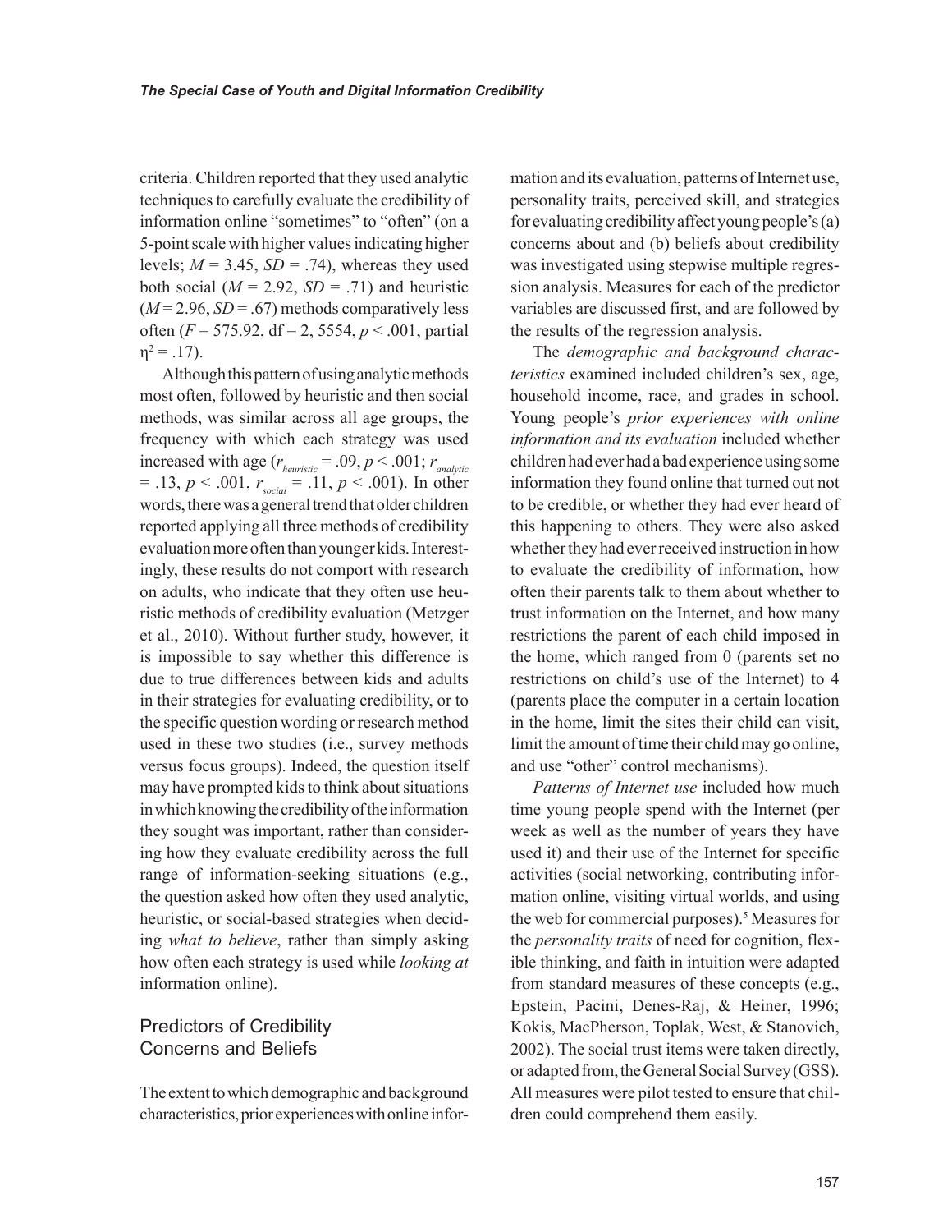criteria. Children reported that they used analytic techniques to carefully evaluate the credibility of information online "sometimes" to "often" (on a 5-point scale with higher values indicating higher levels; $M = 3.45$, $SD = .74$), whereas they used both social ($M = 2.92$, $SD = .71$) and heuristic ($M = 2.96$, $SD = .67$) methods comparatively less often ($F = 575.92$, df = 2, 5554, $p < .001$, partial $\eta^2 = .17$).

Although this pattern of using analytic methods most often, followed by heuristic and then social methods, was similar across all age groups, the frequency with which each strategy was used increased with age ($r_{heuristic} = .09$, $p < .001$; $r_{analytic} = .13$, $p < .001$, $r_{social} = .11$, $p < .001$). In other words, there was a general trend that older children reported applying all three methods of credibility evaluation more often than younger kids. Interestingly, these results do not comport with research on adults, who indicate that they often use heuristic methods of credibility evaluation (Metzger et al., 2010). Without further study, however, it is impossible to say whether this difference is due to true differences between kids and adults in their strategies for evaluating credibility, or to the specific question wording or research method used in these two studies (i.e., survey methods versus focus groups). Indeed, the question itself may have prompted kids to think about situations in which knowing the credibility of the information they sought was important, rather than considering how they evaluate credibility across the full range of information-seeking situations (e.g., the question asked how often they used analytic, heuristic, or social-based strategies when deciding *what to believe*, rather than simply asking how often each strategy is used while *looking at* information online).

## Predictors of Credibility Concerns and Beliefs

The extent to which demographic and background characteristics, prior experiences with online information and its evaluation, patterns of Internet use, personality traits, perceived skill, and strategies for evaluating credibility affect young people's (a) concerns about and (b) beliefs about credibility was investigated using stepwise multiple regression analysis. Measures for each of the predictor variables are discussed first, and are followed by the results of the regression analysis.

The *demographic and background characteristics* examined included children's sex, age, household income, race, and grades in school. Young people's *prior experiences with online information and its evaluation* included whether children had ever had a bad experience using some information they found online that turned out not to be credible, or whether they had ever heard of this happening to others. They were also asked whether they had ever received instruction in how to evaluate the credibility of information, how often their parents talk to them about whether to trust information on the Internet, and how many restrictions the parent of each child imposed in the home, which ranged from 0 (parents set no restrictions on child's use of the Internet) to 4 (parents place the computer in a certain location in the home, limit the sites their child can visit, limit the amount of time their child may go online, and use "other" control mechanisms).

*Patterns of Internet use* included how much time young people spend with the Internet (per week as well as the number of years they have used it) and their use of the Internet for specific activities (social networking, contributing information online, visiting virtual worlds, and using the web for commercial purposes).[5] Measures for the *personality traits* of need for cognition, flexible thinking, and faith in intuition were adapted from standard measures of these concepts (e.g., Epstein, Pacini, Denes-Raj, & Heiner, 1996; Kokis, MacPherson, Toplak, West, & Stanovich, 2002). The social trust items were taken directly, or adapted from, the General Social Survey (GSS). All measures were pilot tested to ensure that children could comprehend them easily.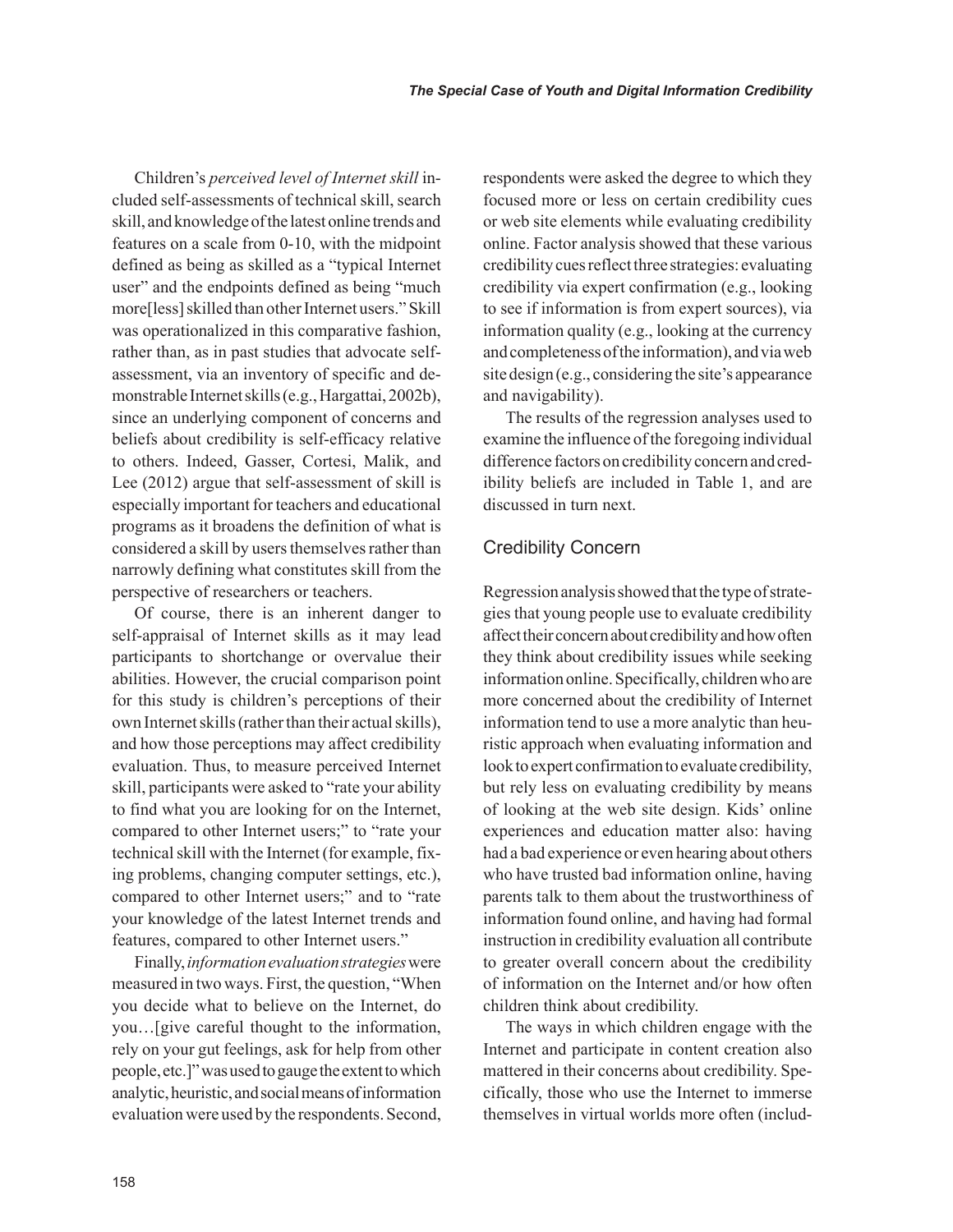Children's *perceived level of Internet skill* included self-assessments of technical skill, search skill, and knowledge of the latest online trends and features on a scale from 0-10, with the midpoint defined as being as skilled as a "typical Internet user" and the endpoints defined as being "much more[less] skilled than other Internet users." Skill was operationalized in this comparative fashion, rather than, as in past studies that advocate self-assessment, via an inventory of specific and demonstrable Internet skills (e.g., Hargattai, 2002b), since an underlying component of concerns and beliefs about credibility is self-efficacy relative to others. Indeed, Gasser, Cortesi, Malik, and Lee (2012) argue that self-assessment of skill is especially important for teachers and educational programs as it broadens the definition of what is considered a skill by users themselves rather than narrowly defining what constitutes skill from the perspective of researchers or teachers.

Of course, there is an inherent danger to self-appraisal of Internet skills as it may lead participants to shortchange or overvalue their abilities. However, the crucial comparison point for this study is children's perceptions of their own Internet skills (rather than their actual skills), and how those perceptions may affect credibility evaluation. Thus, to measure perceived Internet skill, participants were asked to "rate your ability to find what you are looking for on the Internet, compared to other Internet users;" to "rate your technical skill with the Internet (for example, fixing problems, changing computer settings, etc.), compared to other Internet users;" and to "rate your knowledge of the latest Internet trends and features, compared to other Internet users."

Finally, *information evaluation strategies* were measured in two ways. First, the question, "When you decide what to believe on the Internet, do you…[give careful thought to the information, rely on your gut feelings, ask for help from other people, etc.]" was used to gauge the extent to which analytic, heuristic, and social means of information evaluation were used by the respondents. Second, respondents were asked the degree to which they focused more or less on certain credibility cues or web site elements while evaluating credibility online. Factor analysis showed that these various credibility cues reflect three strategies: evaluating credibility via expert confirmation (e.g., looking to see if information is from expert sources), via information quality (e.g., looking at the currency and completeness of the information), and via web site design (e.g., considering the site's appearance and navigability).

The results of the regression analyses used to examine the influence of the foregoing individual difference factors on credibility concern and credibility beliefs are included in Table 1, and are discussed in turn next.

## Credibility Concern

Regression analysis showed that the type of strategies that young people use to evaluate credibility affect their concern about credibility and how often they think about credibility issues while seeking information online. Specifically, children who are more concerned about the credibility of Internet information tend to use a more analytic than heuristic approach when evaluating information and look to expert confirmation to evaluate credibility, but rely less on evaluating credibility by means of looking at the web site design. Kids' online experiences and education matter also: having had a bad experience or even hearing about others who have trusted bad information online, having parents talk to them about the trustworthiness of information found online, and having had formal instruction in credibility evaluation all contribute to greater overall concern about the credibility of information on the Internet and/or how often children think about credibility.

The ways in which children engage with the Internet and participate in content creation also mattered in their concerns about credibility. Specifically, those who use the Internet to immerse themselves in virtual worlds more often (includ-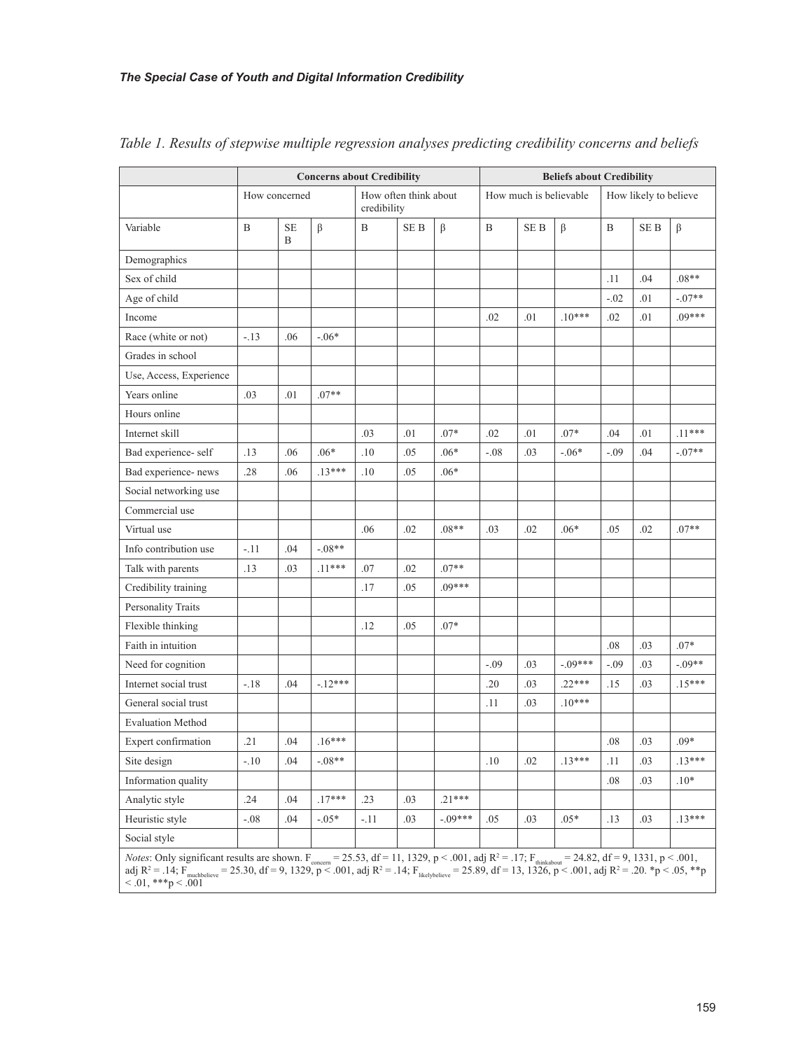*Table 1. Results of stepwise multiple regression analyses predicting credibility concerns and beliefs*

| | Concerns about Credibility | | | | | | Beliefs about Credibility | | | | | |
|---|---|---|---|---|---|---|---|---|---|---|---|---|
| | How concerned | | | How often think about credibility | | | How much is believable | | | How likely to believe | | |
| Variable | B | SE B | β | B | SE B | β | B | SE B | β | B | SE B | β |
| Demographics | | | | | | | | | | | | |
| Sex of child | | | | | | | | | | .11 | .04 | .08** |
| Age of child | | | | | | | | | | -.02 | .01 | -.07** |
| Income | | | | | | | .02 | .01 | .10*** | .02 | .01 | .09*** |
| Race (white or not) | -.13 | .06 | -.06* | | | | | | | | | |
| Grades in school | | | | | | | | | | | | |
| Use, Access, Experience | | | | | | | | | | | | |
| Years online | .03 | .01 | .07** | | | | | | | | | |
| Hours online | | | | | | | | | | | | |
| Internet skill | | | | .03 | .01 | .07* | .02 | .01 | .07* | .04 | .01 | .11*** |
| Bad experience- self | .13 | .06 | .06* | .10 | .05 | .06* | -.08 | .03 | -.06* | -.09 | .04 | -.07** |
| Bad experience- news | .28 | .06 | .13*** | .10 | .05 | .06* | | | | | | |
| Social networking use | | | | | | | | | | | | |
| Commercial use | | | | | | | | | | | | |
| Virtual use | | | | .06 | .02 | .08** | .03 | .02 | .06* | .05 | .02 | .07** |
| Info contribution use | -.11 | .04 | -.08** | | | | | | | | | |
| Talk with parents | .13 | .03 | .11*** | .07 | .02 | .07** | | | | | | |
| Credibility training | | | | .17 | .05 | .09*** | | | | | | |
| Personality Traits | | | | | | | | | | | | |
| Flexible thinking | | | | .12 | .05 | .07* | | | | | | |
| Faith in intuition | | | | | | | | | | .08 | .03 | .07* |
| Need for cognition | | | | | | | -.09 | .03 | -.09*** | -.09 | .03 | -.09** |
| Internet social trust | -.18 | .04 | -.12*** | | | | .20 | .03 | .22*** | .15 | .03 | .15*** |
| General social trust | | | | | | | .11 | .03 | .10*** | | | |
| Evaluation Method | | | | | | | | | | | | |
| Expert confirmation | .21 | .04 | .16*** | | | | | | | .08 | .03 | .09* |
| Site design | -.10 | .04 | -.08** | | | | .10 | .02 | .13*** | .11 | .03 | .13*** |
| Information quality | | | | | | | | | | .08 | .03 | .10* |
| Analytic style | .24 | .04 | .17*** | .23 | .03 | .21*** | | | | | | |
| Heuristic style | -.08 | .04 | -.05* | -.11 | .03 | -.09*** | .05 | .03 | .05* | .13 | .03 | .13*** |
| Social style | | | | | | | | | | | | |

*Notes*: Only significant results are shown. $F_{concern} = 25.53$, df = 11, 1329, $p < .001$, adj $R^2 = .17$; $F_{thinkabout} = 24.82$, df = 9, 1331, $p < .001$, adj $R^2 = .14$; $F_{muchbelieve} = 25.30$, df = 9, 1329, $p < .001$, adj $R^2 = .14$; $F_{likelybelieve} = 25.89$, df = 13, 1326, $p < .001$, adj $R^2 = .20$. *$p < .05$, **$p < .01$, ***$p < .001$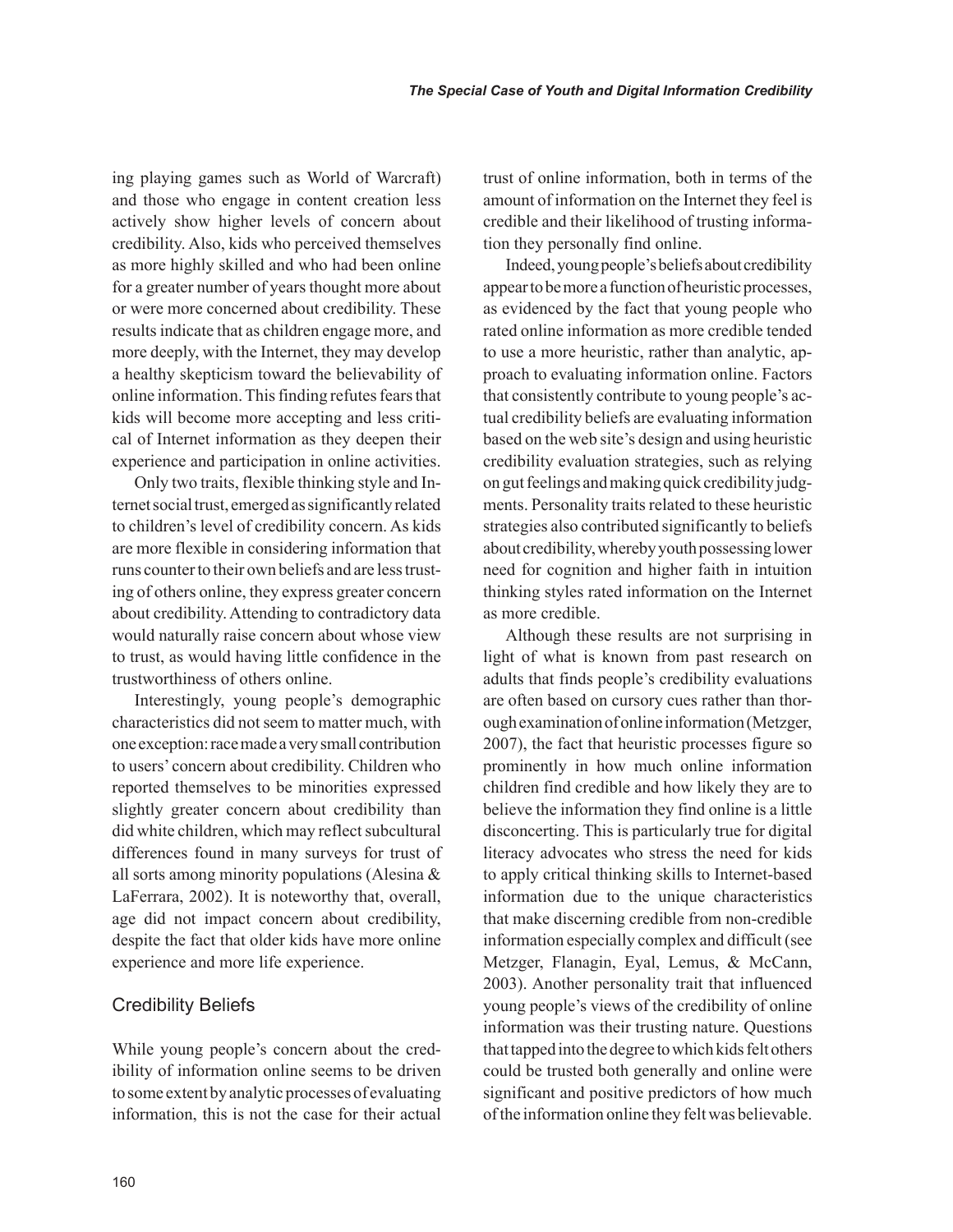ing playing games such as World of Warcraft) and those who engage in content creation less actively show higher levels of concern about credibility. Also, kids who perceived themselves as more highly skilled and who had been online for a greater number of years thought more about or were more concerned about credibility. These results indicate that as children engage more, and more deeply, with the Internet, they may develop a healthy skepticism toward the believability of online information. This finding refutes fears that kids will become more accepting and less critical of Internet information as they deepen their experience and participation in online activities.

Only two traits, flexible thinking style and Internet social trust, emerged as significantly related to children's level of credibility concern. As kids are more flexible in considering information that runs counter to their own beliefs and are less trusting of others online, they express greater concern about credibility. Attending to contradictory data would naturally raise concern about whose view to trust, as would having little confidence in the trustworthiness of others online.

Interestingly, young people's demographic characteristics did not seem to matter much, with one exception: race made a very small contribution to users' concern about credibility. Children who reported themselves to be minorities expressed slightly greater concern about credibility than did white children, which may reflect subcultural differences found in many surveys for trust of all sorts among minority populations (Alesina & LaFerrara, 2002). It is noteworthy that, overall, age did not impact concern about credibility, despite the fact that older kids have more online experience and more life experience.

## Credibility Beliefs

While young people's concern about the credibility of information online seems to be driven to some extent by analytic processes of evaluating information, this is not the case for their actual trust of online information, both in terms of the amount of information on the Internet they feel is credible and their likelihood of trusting information they personally find online.

Indeed, young people's beliefs about credibility appear to be more a function of heuristic processes, as evidenced by the fact that young people who rated online information as more credible tended to use a more heuristic, rather than analytic, approach to evaluating information online. Factors that consistently contribute to young people's actual credibility beliefs are evaluating information based on the web site's design and using heuristic credibility evaluation strategies, such as relying on gut feelings and making quick credibility judgments. Personality traits related to these heuristic strategies also contributed significantly to beliefs about credibility, whereby youth possessing lower need for cognition and higher faith in intuition thinking styles rated information on the Internet as more credible.

Although these results are not surprising in light of what is known from past research on adults that finds people's credibility evaluations are often based on cursory cues rather than thorough examination of online information (Metzger, 2007), the fact that heuristic processes figure so prominently in how much online information children find credible and how likely they are to believe the information they find online is a little disconcerting. This is particularly true for digital literacy advocates who stress the need for kids to apply critical thinking skills to Internet-based information due to the unique characteristics that make discerning credible from non-credible information especially complex and difficult (see Metzger, Flanagin, Eyal, Lemus, & McCann, 2003). Another personality trait that influenced young people's views of the credibility of online information was their trusting nature. Questions that tapped into the degree to which kids felt others could be trusted both generally and online were significant and positive predictors of how much of the information online they felt was believable.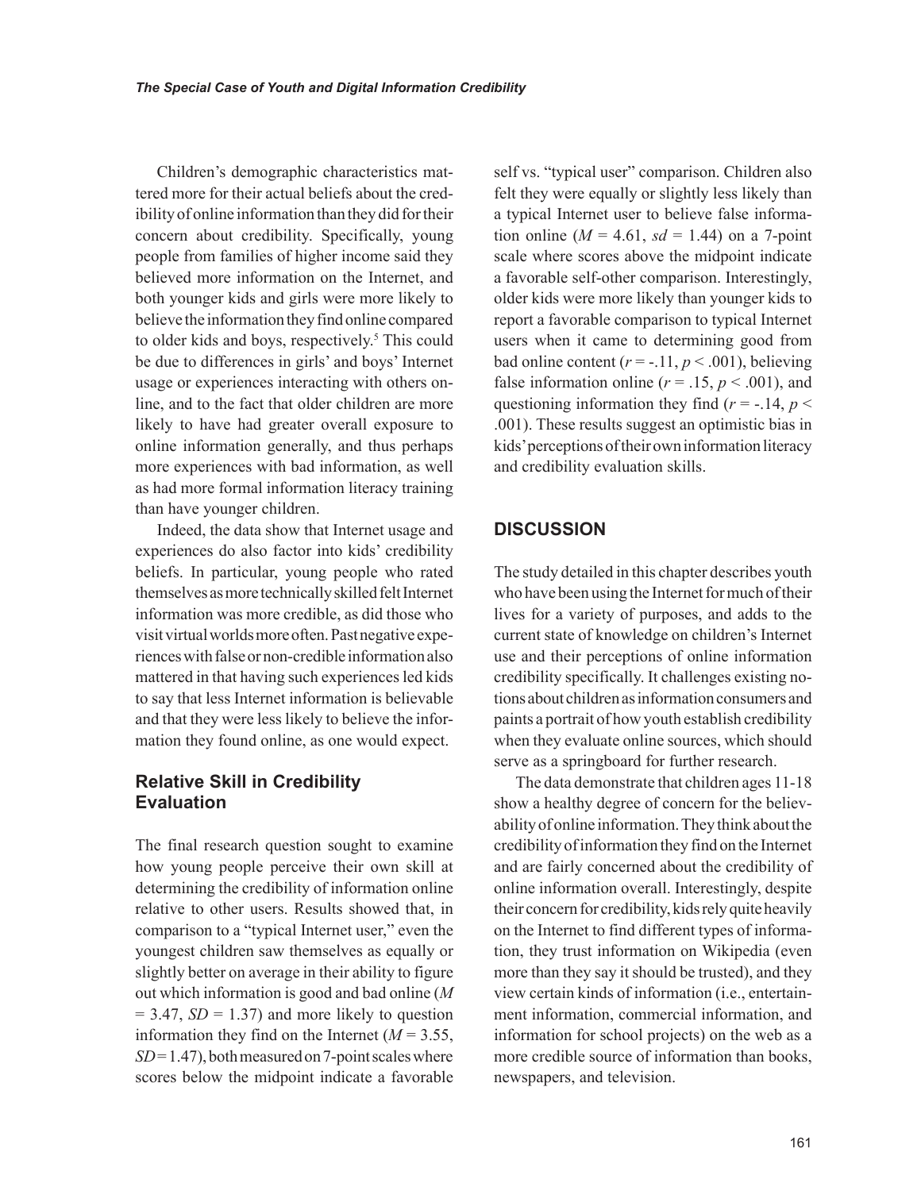Children's demographic characteristics mattered more for their actual beliefs about the credibility of online information than they did for their concern about credibility. Specifically, young people from families of higher income said they believed more information on the Internet, and both younger kids and girls were more likely to believe the information they find online compared to older kids and boys, respectively.[5] This could be due to differences in girls' and boys' Internet usage or experiences interacting with others online, and to the fact that older children are more likely to have had greater overall exposure to online information generally, and thus perhaps more experiences with bad information, as well as had more formal information literacy training than have younger children.

Indeed, the data show that Internet usage and experiences do also factor into kids' credibility beliefs. In particular, young people who rated themselves as more technically skilled felt Internet information was more credible, as did those who visit virtual worlds more often. Past negative experiences with false or non-credible information also mattered in that having such experiences led kids to say that less Internet information is believable and that they were less likely to believe the information they found online, as one would expect.

### Relative Skill in Credibility Evaluation

The final research question sought to examine how young people perceive their own skill at determining the credibility of information online relative to other users. Results showed that, in comparison to a "typical Internet user," even the youngest children saw themselves as equally or slightly better on average in their ability to figure out which information is good and bad online ($M = 3.47$, $SD = 1.37$) and more likely to question information they find on the Internet ($M = 3.55$, $SD = 1.47$), both measured on 7-point scales where scores below the midpoint indicate a favorable self vs. "typical user" comparison. Children also felt they were equally or slightly less likely than a typical Internet user to believe false information online ($M = 4.61$, $sd = 1.44$) on a 7-point scale where scores above the midpoint indicate a favorable self-other comparison. Interestingly, older kids were more likely than younger kids to report a favorable comparison to typical Internet users when it came to determining good from bad online content ($r = -.11$, $p < .001$), believing false information online ($r = .15$, $p < .001$), and questioning information they find ($r = -.14$, $p < .001$). These results suggest an optimistic bias in kids' perceptions of their own information literacy and credibility evaluation skills.

## DISCUSSION

The study detailed in this chapter describes youth who have been using the Internet for much of their lives for a variety of purposes, and adds to the current state of knowledge on children's Internet use and their perceptions of online information credibility specifically. It challenges existing notions about children as information consumers and paints a portrait of how youth establish credibility when they evaluate online sources, which should serve as a springboard for further research.

The data demonstrate that children ages 11-18 show a healthy degree of concern for the believability of online information. They think about the credibility of information they find on the Internet and are fairly concerned about the credibility of online information overall. Interestingly, despite their concern for credibility, kids rely quite heavily on the Internet to find different types of information, they trust information on Wikipedia (even more than they say it should be trusted), and they view certain kinds of information (i.e., entertainment information, commercial information, and information for school projects) on the web as a more credible source of information than books, newspapers, and television.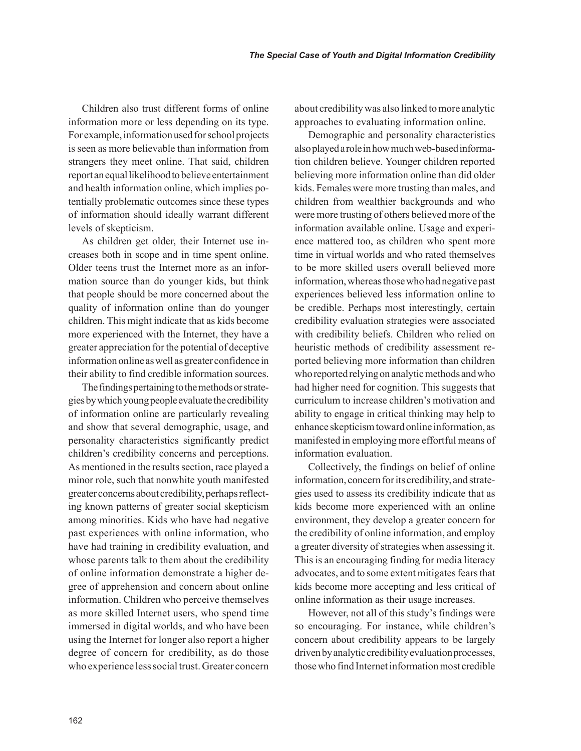Children also trust different forms of online information more or less depending on its type. For example, information used for school projects is seen as more believable than information from strangers they meet online. That said, children report an equal likelihood to believe entertainment and health information online, which implies potentially problematic outcomes since these types of information should ideally warrant different levels of skepticism.

As children get older, their Internet use increases both in scope and in time spent online. Older teens trust the Internet more as an information source than do younger kids, but think that people should be more concerned about the quality of information online than do younger children. This might indicate that as kids become more experienced with the Internet, they have a greater appreciation for the potential of deceptive information online as well as greater confidence in their ability to find credible information sources.

The findings pertaining to the methods or strategies by which young people evaluate the credibility of information online are particularly revealing and show that several demographic, usage, and personality characteristics significantly predict children's credibility concerns and perceptions. As mentioned in the results section, race played a minor role, such that nonwhite youth manifested greater concerns about credibility, perhaps reflecting known patterns of greater social skepticism among minorities. Kids who have had negative past experiences with online information, who have had training in credibility evaluation, and whose parents talk to them about the credibility of online information demonstrate a higher degree of apprehension and concern about online information. Children who perceive themselves as more skilled Internet users, who spend time immersed in digital worlds, and who have been using the Internet for longer also report a higher degree of concern for credibility, as do those who experience less social trust. Greater concern about credibility was also linked to more analytic approaches to evaluating information online.

Demographic and personality characteristics also played a role in how much web-based information children believe. Younger children reported believing more information online than did older kids. Females were more trusting than males, and children from wealthier backgrounds and who were more trusting of others believed more of the information available online. Usage and experience mattered too, as children who spent more time in virtual worlds and who rated themselves to be more skilled users overall believed more information, whereas those who had negative past experiences believed less information online to be credible. Perhaps most interestingly, certain credibility evaluation strategies were associated with credibility beliefs. Children who relied on heuristic methods of credibility assessment reported believing more information than children who reported relying on analytic methods and who had higher need for cognition. This suggests that curriculum to increase children's motivation and ability to engage in critical thinking may help to enhance skepticism toward online information, as manifested in employing more effortful means of information evaluation.

Collectively, the findings on belief of online information, concern for its credibility, and strategies used to assess its credibility indicate that as kids become more experienced with an online environment, they develop a greater concern for the credibility of online information, and employ a greater diversity of strategies when assessing it. This is an encouraging finding for media literacy advocates, and to some extent mitigates fears that kids become more accepting and less critical of online information as their usage increases.

However, not all of this study's findings were so encouraging. For instance, while children's concern about credibility appears to be largely driven by analytic credibility evaluation processes, those who find Internet information most credible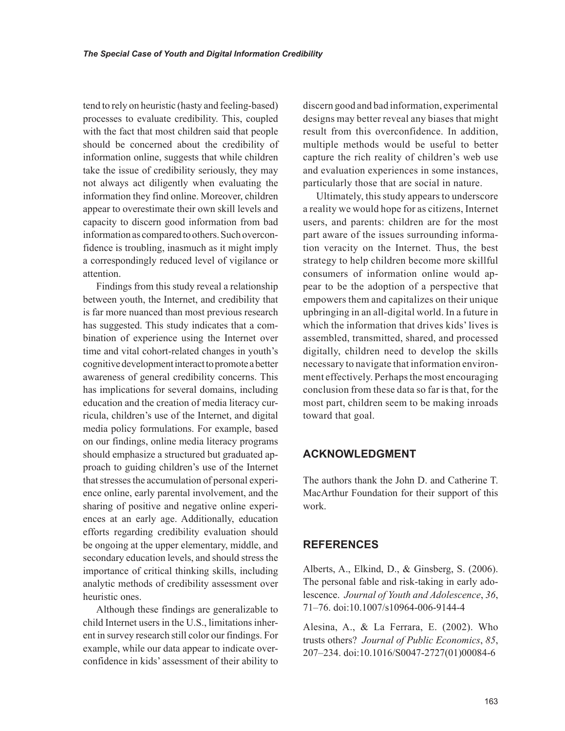tend to rely on heuristic (hasty and feeling-based) processes to evaluate credibility. This, coupled with the fact that most children said that people should be concerned about the credibility of information online, suggests that while children take the issue of credibility seriously, they may not always act diligently when evaluating the information they find online. Moreover, children appear to overestimate their own skill levels and capacity to discern good information from bad information as compared to others. Such overconfidence is troubling, inasmuch as it might imply a correspondingly reduced level of vigilance or attention.

Findings from this study reveal a relationship between youth, the Internet, and credibility that is far more nuanced than most previous research has suggested. This study indicates that a combination of experience using the Internet over time and vital cohort-related changes in youth's cognitive development interact to promote a better awareness of general credibility concerns. This has implications for several domains, including education and the creation of media literacy curricula, children's use of the Internet, and digital media policy formulations. For example, based on our findings, online media literacy programs should emphasize a structured but graduated approach to guiding children's use of the Internet that stresses the accumulation of personal experience online, early parental involvement, and the sharing of positive and negative online experiences at an early age. Additionally, education efforts regarding credibility evaluation should be ongoing at the upper elementary, middle, and secondary education levels, and should stress the importance of critical thinking skills, including analytic methods of credibility assessment over heuristic ones.

Although these findings are generalizable to child Internet users in the U.S., limitations inherent in survey research still color our findings. For example, while our data appear to indicate overconfidence in kids' assessment of their ability to discern good and bad information, experimental designs may better reveal any biases that might result from this overconfidence. In addition, multiple methods would be useful to better capture the rich reality of children's web use and evaluation experiences in some instances, particularly those that are social in nature.

Ultimately, this study appears to underscore a reality we would hope for as citizens, Internet users, and parents: children are for the most part aware of the issues surrounding information veracity on the Internet. Thus, the best strategy to help children become more skillful consumers of information online would appear to be the adoption of a perspective that empowers them and capitalizes on their unique upbringing in an all-digital world. In a future in which the information that drives kids' lives is assembled, transmitted, shared, and processed digitally, children need to develop the skills necessary to navigate that information environment effectively. Perhaps the most encouraging conclusion from these data so far is that, for the most part, children seem to be making inroads toward that goal.

## ACKNOWLEDGMENT

The authors thank the John D. and Catherine T. MacArthur Foundation for their support of this work.

## REFERENCES

Alberts, A., Elkind, D., & Ginsberg, S. (2006). The personal fable and risk-taking in early adolescence. *Journal of Youth and Adolescence*, *36*, 71–76. doi:10.1007/s10964-006-9144-4

Alesina, A., & La Ferrara, E. (2002). Who trusts others? *Journal of Public Economics*, *85*, 207–234. doi:10.1016/S0047-2727(01)00084-6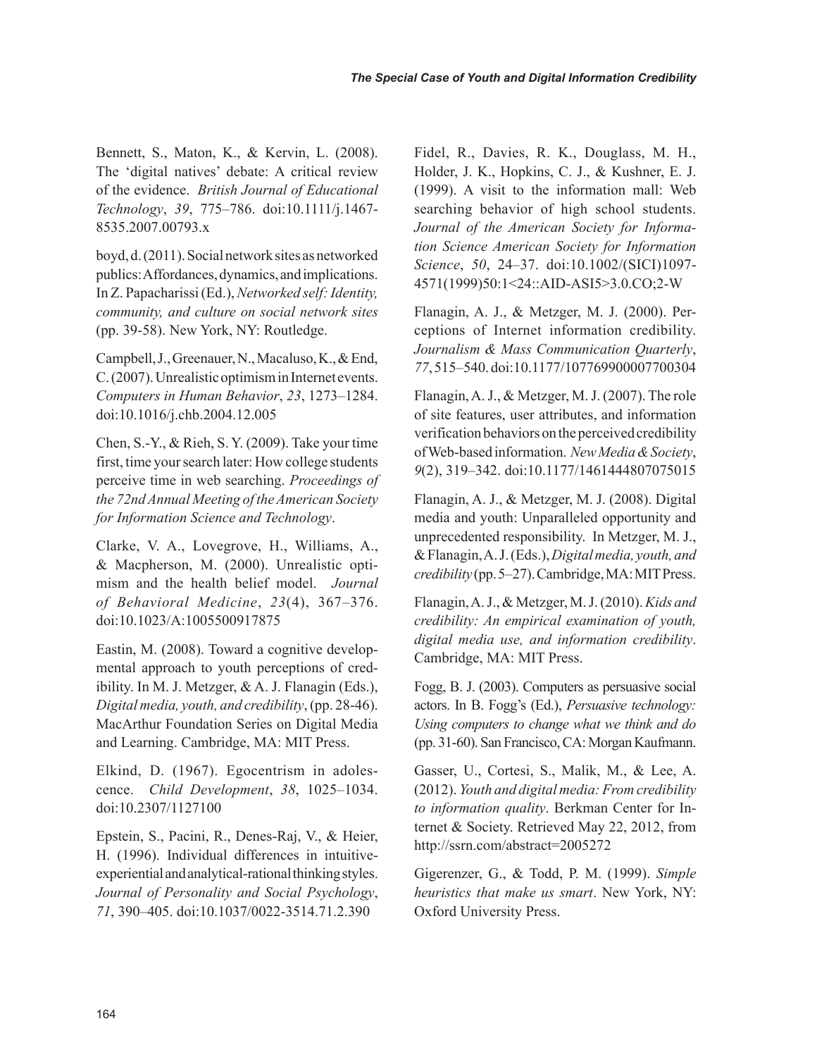Bennett, S., Maton, K., & Kervin, L. (2008). The 'digital natives' debate: A critical review of the evidence. *British Journal of Educational Technology*, *39*, 775–786. doi:10.1111/j.1467-8535.2007.00793.x

boyd, d. (2011). Social network sites as networked publics: Affordances, dynamics, and implications. In Z. Papacharissi (Ed.), *Networked self: Identity, community, and culture on social network sites* (pp. 39-58). New York, NY: Routledge.

Campbell, J., Greenauer, N., Macaluso, K., & End, C. (2007). Unrealistic optimism in Internet events. *Computers in Human Behavior*, *23*, 1273–1284. doi:10.1016/j.chb.2004.12.005

Chen, S.-Y., & Rieh, S. Y. (2009). Take your time first, time your search later: How college students perceive time in web searching. *Proceedings of the 72nd Annual Meeting of the American Society for Information Science and Technology*.

Clarke, V. A., Lovegrove, H., Williams, A., & Macpherson, M. (2000). Unrealistic optimism and the health belief model. *Journal of Behavioral Medicine*, *23*(4), 367–376. doi:10.1023/A:1005500917875

Eastin, M. (2008). Toward a cognitive developmental approach to youth perceptions of credibility. In M. J. Metzger, & A. J. Flanagin (Eds.), *Digital media, youth, and credibility*, (pp. 28-46). MacArthur Foundation Series on Digital Media and Learning. Cambridge, MA: MIT Press.

Elkind, D. (1967). Egocentrism in adolescence. *Child Development*, *38*, 1025–1034. doi:10.2307/1127100

Epstein, S., Pacini, R., Denes-Raj, V., & Heier, H. (1996). Individual differences in intuitive-experiential and analytical-rational thinking styles. *Journal of Personality and Social Psychology*, *71*, 390–405. doi:10.1037/0022-3514.71.2.390

Fidel, R., Davies, R. K., Douglass, M. H., Holder, J. K., Hopkins, C. J., & Kushner, E. J. (1999). A visit to the information mall: Web searching behavior of high school students. *Journal of the American Society for Information Science American Society for Information Science*, *50*, 24–37. doi:10.1002/(SICI)1097-4571(1999)50:1<24::AID-ASI5>3.0.CO;2-W

Flanagin, A. J., & Metzger, M. J. (2000). Perceptions of Internet information credibility. *Journalism & Mass Communication Quarterly*, *77*, 515–540. doi:10.1177/107769900007700304

Flanagin, A. J., & Metzger, M. J. (2007). The role of site features, user attributes, and information verification behaviors on the perceived credibility of Web-based information. *New Media & Society*, *9*(2), 319–342. doi:10.1177/1461444807075015

Flanagin, A. J., & Metzger, M. J. (2008). Digital media and youth: Unparalleled opportunity and unprecedented responsibility. In Metzger, M. J., & Flanagin, A. J. (Eds.), *Digital media, youth, and credibility* (pp. 5–27). Cambridge, MA: MIT Press.

Flanagin, A. J., & Metzger, M. J. (2010). *Kids and credibility: An empirical examination of youth, digital media use, and information credibility*. Cambridge, MA: MIT Press.

Fogg, B. J. (2003). Computers as persuasive social actors. In B. Fogg's (Ed.), *Persuasive technology: Using computers to change what we think and do* (pp. 31-60). San Francisco, CA: Morgan Kaufmann.

Gasser, U., Cortesi, S., Malik, M., & Lee, A. (2012). *Youth and digital media: From credibility to information quality*. Berkman Center for Internet & Society. Retrieved May 22, 2012, from http://ssrn.com/abstract=2005272

Gigerenzer, G., & Todd, P. M. (1999). *Simple heuristics that make us smart*. New York, NY: Oxford University Press.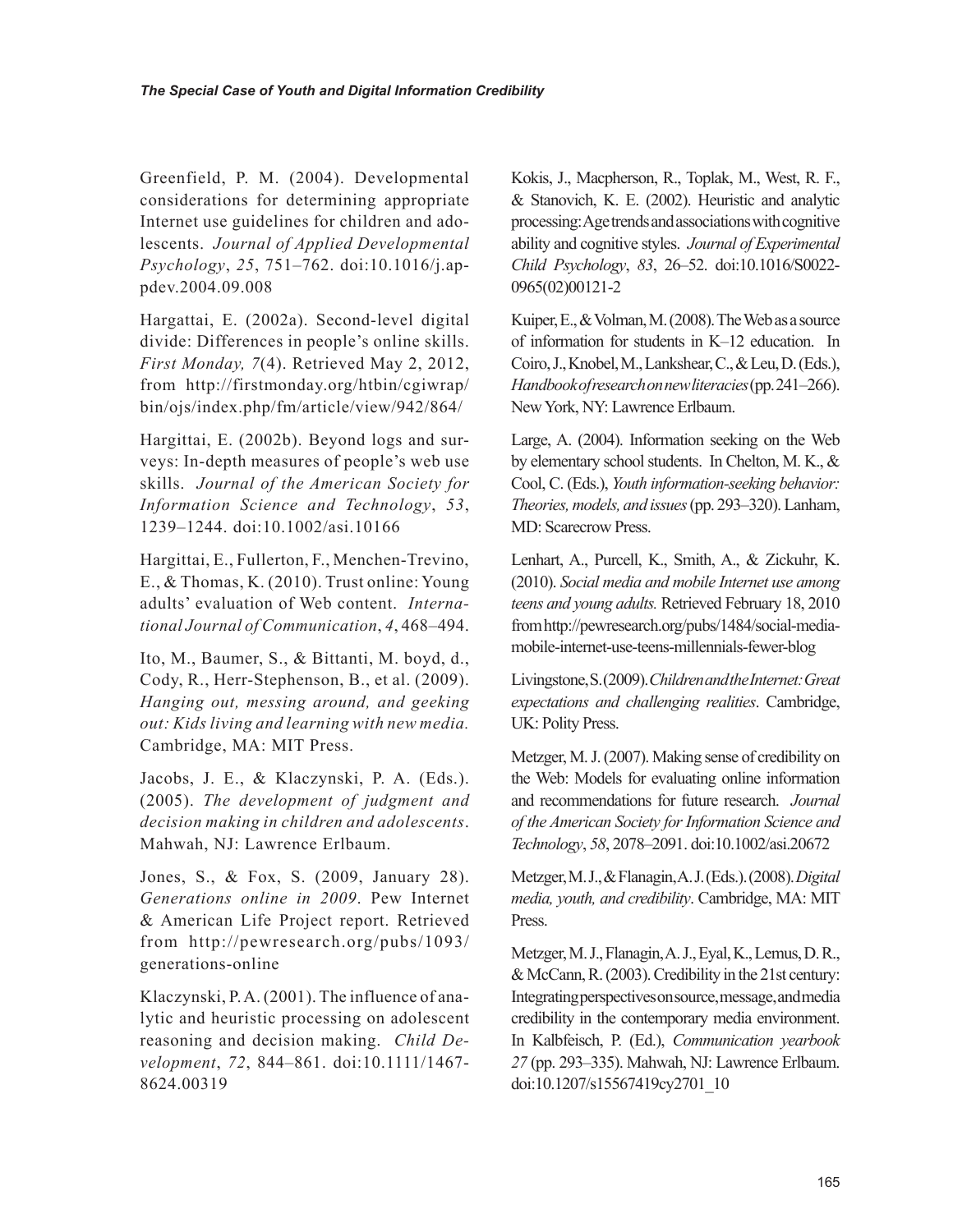Greenfield, P. M. (2004). Developmental considerations for determining appropriate Internet use guidelines for children and adolescents. *Journal of Applied Developmental Psychology*, *25*, 751–762. doi:10.1016/j.appdev.2004.09.008

Hargattai, E. (2002a). Second-level digital divide: Differences in people's online skills. *First Monday, 7*(4). Retrieved May 2, 2012, from http://firstmonday.org/htbin/cgiwrap/bin/ojs/index.php/fm/article/view/942/864/

Hargittai, E. (2002b). Beyond logs and surveys: In-depth measures of people's web use skills. *Journal of the American Society for Information Science and Technology*, *53*, 1239–1244. doi:10.1002/asi.10166

Hargittai, E., Fullerton, F., Menchen-Trevino, E., & Thomas, K. (2010). Trust online: Young adults' evaluation of Web content. *International Journal of Communication*, *4*, 468–494.

Ito, M., Baumer, S., & Bittanti, M. boyd, d., Cody, R., Herr-Stephenson, B., et al. (2009). *Hanging out, messing around, and geeking out: Kids living and learning with new media.* Cambridge, MA: MIT Press.

Jacobs, J. E., & Klaczynski, P. A. (Eds.). (2005). *The development of judgment and decision making in children and adolescents*. Mahwah, NJ: Lawrence Erlbaum.

Jones, S., & Fox, S. (2009, January 28). *Generations online in 2009*. Pew Internet & American Life Project report. Retrieved from http://pewresearch.org/pubs/1093/generations-online

Klaczynski, P. A. (2001). The influence of analytic and heuristic processing on adolescent reasoning and decision making. *Child Development*, *72*, 844–861. doi:10.1111/1467-8624.00319

Kokis, J., Macpherson, R., Toplak, M., West, R. F., & Stanovich, K. E. (2002). Heuristic and analytic processing: Age trends and associations with cognitive ability and cognitive styles. *Journal of Experimental Child Psychology*, *83*, 26–52. doi:10.1016/S0022-0965(02)00121-2

Kuiper, E., & Volman, M. (2008). The Web as a source of information for students in K–12 education. In Coiro, J., Knobel, M., Lankshear, C., & Leu, D. (Eds.), *Handbook of research on new literacies* (pp. 241–266). New York, NY: Lawrence Erlbaum.

Large, A. (2004). Information seeking on the Web by elementary school students. In Chelton, M. K., & Cool, C. (Eds.), *Youth information-seeking behavior: Theories, models, and issues* (pp. 293–320). Lanham, MD: Scarecrow Press.

Lenhart, A., Purcell, K., Smith, A., & Zickuhr, K. (2010). *Social media and mobile Internet use among teens and young adults.* Retrieved February 18, 2010 from http://pewresearch.org/pubs/1484/social-media-mobile-internet-use-teens-millennials-fewer-blog

Livingstone, S. (2009). *Children and the Internet: Great expectations and challenging realities*. Cambridge, UK: Polity Press.

Metzger, M. J. (2007). Making sense of credibility on the Web: Models for evaluating online information and recommendations for future research. *Journal of the American Society for Information Science and Technology*, *58*, 2078–2091. doi:10.1002/asi.20672

Metzger, M. J., & Flanagin, A. J. (Eds.). (2008). *Digital media, youth, and credibility*. Cambridge, MA: MIT Press.

Metzger, M. J., Flanagin, A. J., Eyal, K., Lemus, D. R., & McCann, R. (2003). Credibility in the 21st century: Integrating perspectives on source, message, and media credibility in the contemporary media environment. In Kalbfeisch, P. (Ed.), *Communication yearbook 27* (pp. 293–335). Mahwah, NJ: Lawrence Erlbaum. doi:10.1207/s15567419cy2701_10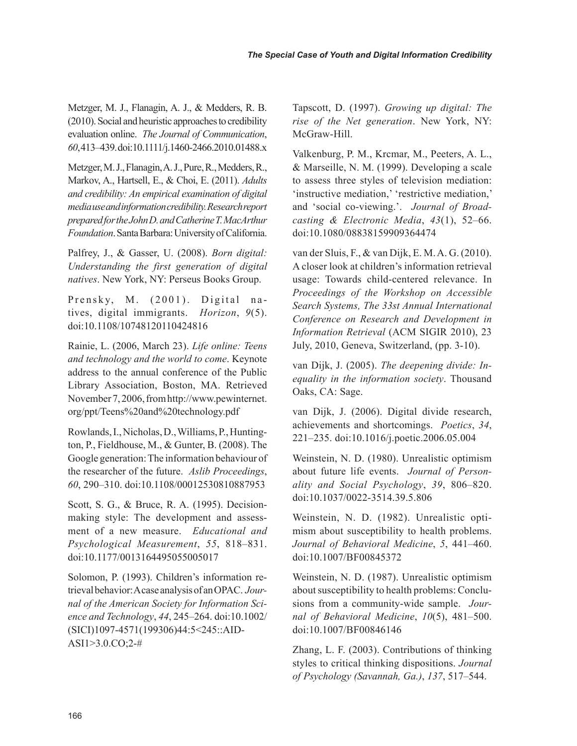Metzger, M. J., Flanagin, A. J., & Medders, R. B. (2010). Social and heuristic approaches to credibility evaluation online. *The Journal of Communication*, *60*, 413–439. doi:10.1111/j.1460-2466.2010.01488.x

Metzger, M. J., Flanagin, A. J., Pure, R., Medders, R., Markov, A., Hartsell, E., & Choi, E. (2011). *Adults and credibility: An empirical examination of digital media use and information credibility. Research report prepared for the John D. and Catherine T. MacArthur Foundation*. Santa Barbara: University of California.

Palfrey, J., & Gasser, U. (2008). *Born digital: Understanding the first generation of digital natives*. New York, NY: Perseus Books Group.

Prensky, M. (2001). Digital natives, digital immigrants. *Horizon*, *9*(5). doi:10.1108/10748120110424816

Rainie, L. (2006, March 23). *Life online: Teens and technology and the world to come*. Keynote address to the annual conference of the Public Library Association, Boston, MA. Retrieved November 7, 2006, from http://www.pewinternet.org/ppt/Teens%20and%20technology.pdf

Rowlands, I., Nicholas, D., Williams, P., Huntington, P., Fieldhouse, M., & Gunter, B. (2008). The Google generation: The information behaviour of the researcher of the future. *Aslib Proceedings*, *60*, 290–310. doi:10.1108/00012530810887953

Scott, S. G., & Bruce, R. A. (1995). Decision-making style: The development and assessment of a new measure. *Educational and Psychological Measurement*, *55*, 818–831. doi:10.1177/0013164495055005017

Solomon, P. (1993). Children's information retrieval behavior: A case analysis of an OPAC. *Journal of the American Society for Information Science and Technology*, *44*, 245–264. doi:10.1002/(SICI)1097-4571(199306)44:5<245::AID-ASI1>3.0.CO;2-#

Tapscott, D. (1997). *Growing up digital: The rise of the Net generation*. New York, NY: McGraw-Hill.

Valkenburg, P. M., Krcmar, M., Peeters, A. L., & Marseille, N. M. (1999). Developing a scale to assess three styles of television mediation: 'instructive mediation,' 'restrictive mediation,' and 'social co-viewing.'. *Journal of Broadcasting & Electronic Media*, *43*(1), 52–66. doi:10.1080/08838159909364474

van der Sluis, F., & van Dijk, E. M. A. G. (2010). A closer look at children's information retrieval usage: Towards child-centered relevance. In *Proceedings of the Workshop on Accessible Search Systems, The 33st Annual International Conference on Research and Development in Information Retrieval* (ACM SIGIR 2010), 23 July, 2010, Geneva, Switzerland, (pp. 3-10).

van Dijk, J. (2005). *The deepening divide: Inequality in the information society*. Thousand Oaks, CA: Sage.

van Dijk, J. (2006). Digital divide research, achievements and shortcomings. *Poetics*, *34*, 221–235. doi:10.1016/j.poetic.2006.05.004

Weinstein, N. D. (1980). Unrealistic optimism about future life events. *Journal of Personality and Social Psychology*, *39*, 806–820. doi:10.1037/0022-3514.39.5.806

Weinstein, N. D. (1982). Unrealistic optimism about susceptibility to health problems. *Journal of Behavioral Medicine*, *5*, 441–460. doi:10.1007/BF00845372

Weinstein, N. D. (1987). Unrealistic optimism about susceptibility to health problems: Conclusions from a community-wide sample. *Journal of Behavioral Medicine*, *10*(5), 481–500. doi:10.1007/BF00846146

Zhang, L. F. (2003). Contributions of thinking styles to critical thinking dispositions. *Journal of Psychology (Savannah, Ga.)*, *137*, 517–544.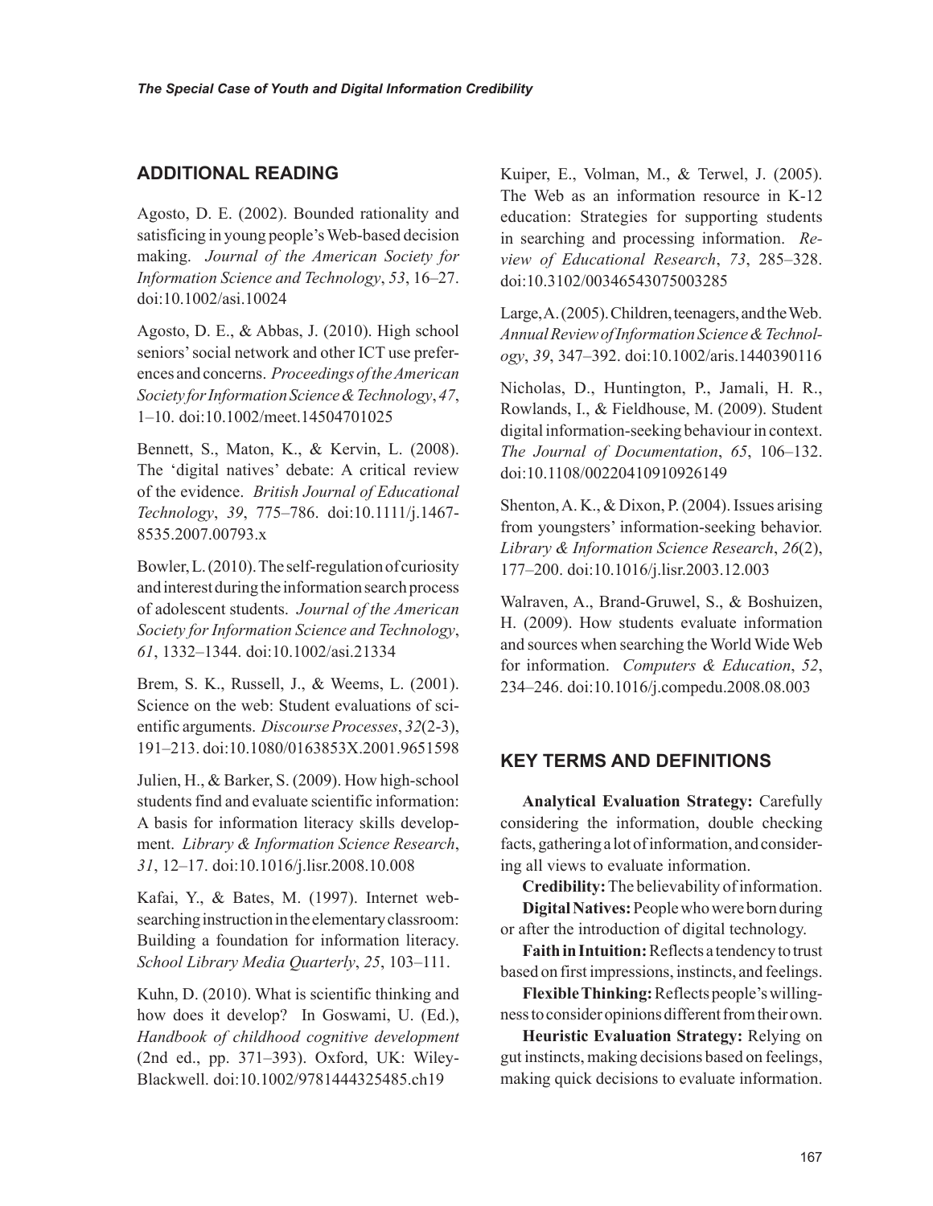## ADDITIONAL READING

Agosto, D. E. (2002). Bounded rationality and satisficing in young people's Web-based decision making. *Journal of the American Society for Information Science and Technology*, *53*, 16–27. doi:10.1002/asi.10024

Agosto, D. E., & Abbas, J. (2010). High school seniors' social network and other ICT use preferences and concerns. *Proceedings of the American Society for Information Science & Technology*, *47*, 1–10. doi:10.1002/meet.14504701025

Bennett, S., Maton, K., & Kervin, L. (2008). The 'digital natives' debate: A critical review of the evidence. *British Journal of Educational Technology*, *39*, 775–786. doi:10.1111/j.1467-8535.2007.00793.x

Bowler, L. (2010). The self-regulation of curiosity and interest during the information search process of adolescent students. *Journal of the American Society for Information Science and Technology*, *61*, 1332–1344. doi:10.1002/asi.21334

Brem, S. K., Russell, J., & Weems, L. (2001). Science on the web: Student evaluations of scientific arguments. *Discourse Processes*, *32*(2-3), 191–213. doi:10.1080/0163853X.2001.9651598

Julien, H., & Barker, S. (2009). How high-school students find and evaluate scientific information: A basis for information literacy skills development. *Library & Information Science Research*, *31*, 12–17. doi:10.1016/j.lisr.2008.10.008

Kafai, Y., & Bates, M. (1997). Internet web-searching instruction in the elementary classroom: Building a foundation for information literacy. *School Library Media Quarterly*, *25*, 103–111.

Kuhn, D. (2010). What is scientific thinking and how does it develop? In Goswami, U. (Ed.), *Handbook of childhood cognitive development* (2nd ed., pp. 371–393). Oxford, UK: Wiley-Blackwell. doi:10.1002/9781444325485.ch19

Kuiper, E., Volman, M., & Terwel, J. (2005). The Web as an information resource in K-12 education: Strategies for supporting students in searching and processing information. *Review of Educational Research*, *73*, 285–328. doi:10.3102/00346543075003285

Large, A. (2005). Children, teenagers, and the Web. *Annual Review of Information Science & Technology*, *39*, 347–392. doi:10.1002/aris.1440390116

Nicholas, D., Huntington, P., Jamali, H. R., Rowlands, I., & Fieldhouse, M. (2009). Student digital information-seeking behaviour in context. *The Journal of Documentation*, *65*, 106–132. doi:10.1108/00220410910926149

Shenton, A. K., & Dixon, P. (2004). Issues arising from youngsters' information-seeking behavior. *Library & Information Science Research*, *26*(2), 177–200. doi:10.1016/j.lisr.2003.12.003

Walraven, A., Brand-Gruwel, S., & Boshuizen, H. (2009). How students evaluate information and sources when searching the World Wide Web for information. *Computers & Education*, *52*, 234–246. doi:10.1016/j.compedu.2008.08.003

## KEY TERMS AND DEFINITIONS

**Analytical Evaluation Strategy:** Carefully considering the information, double checking facts, gathering a lot of information, and considering all views to evaluate information.

**Credibility:** The believability of information.

**Digital Natives:** People who were born during or after the introduction of digital technology.

**Faith in Intuition:** Reflects a tendency to trust based on first impressions, instincts, and feelings.

**Flexible Thinking:** Reflects people's willingness to consider opinions different from their own.

**Heuristic Evaluation Strategy:** Relying on gut instincts, making decisions based on feelings, making quick decisions to evaluate information.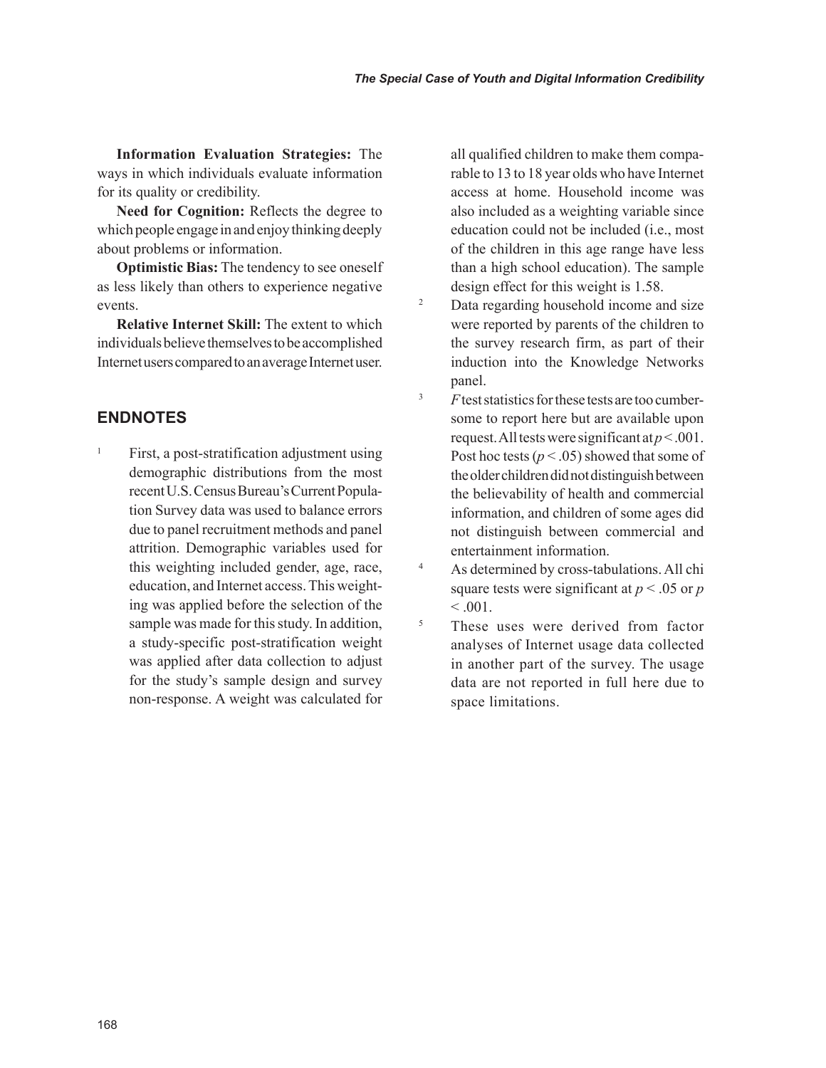**Information Evaluation Strategies:** The ways in which individuals evaluate information for its quality or credibility.

**Need for Cognition:** Reflects the degree to which people engage in and enjoy thinking deeply about problems or information.

**Optimistic Bias:** The tendency to see oneself as less likely than others to experience negative events.

**Relative Internet Skill:** The extent to which individuals believe themselves to be accomplished Internet users compared to an average Internet user.

## ENDNOTES

1. First, a post-stratification adjustment using demographic distributions from the most recent U.S. Census Bureau's Current Population Survey data was used to balance errors due to panel recruitment methods and panel attrition. Demographic variables used for this weighting included gender, age, race, education, and Internet access. This weighting was applied before the selection of the sample was made for this study. In addition, a study-specific post-stratification weight was applied after data collection to adjust for the study's sample design and survey non-response. A weight was calculated for all qualified children to make them comparable to 13 to 18 year olds who have Internet access at home. Household income was also included as a weighting variable since education could not be included (i.e., most of the children in this age range have less than a high school education). The sample design effect for this weight is 1.58.
2. Data regarding household income and size were reported by parents of the children to the survey research firm, as part of their induction into the Knowledge Networks panel.
3. *F* test statistics for these tests are too cumbersome to report here but are available upon request. All tests were significant at $p < .001$. Post hoc tests ($p < .05$) showed that some of the older children did not distinguish between the believability of health and commercial information, and children of some ages did not distinguish between commercial and entertainment information.
4. As determined by cross-tabulations. All chi square tests were significant at $p < .05$ or $p < .001$.
5. These uses were derived from factor analyses of Internet usage data collected in another part of the survey. The usage data are not reported in full here due to space limitations.